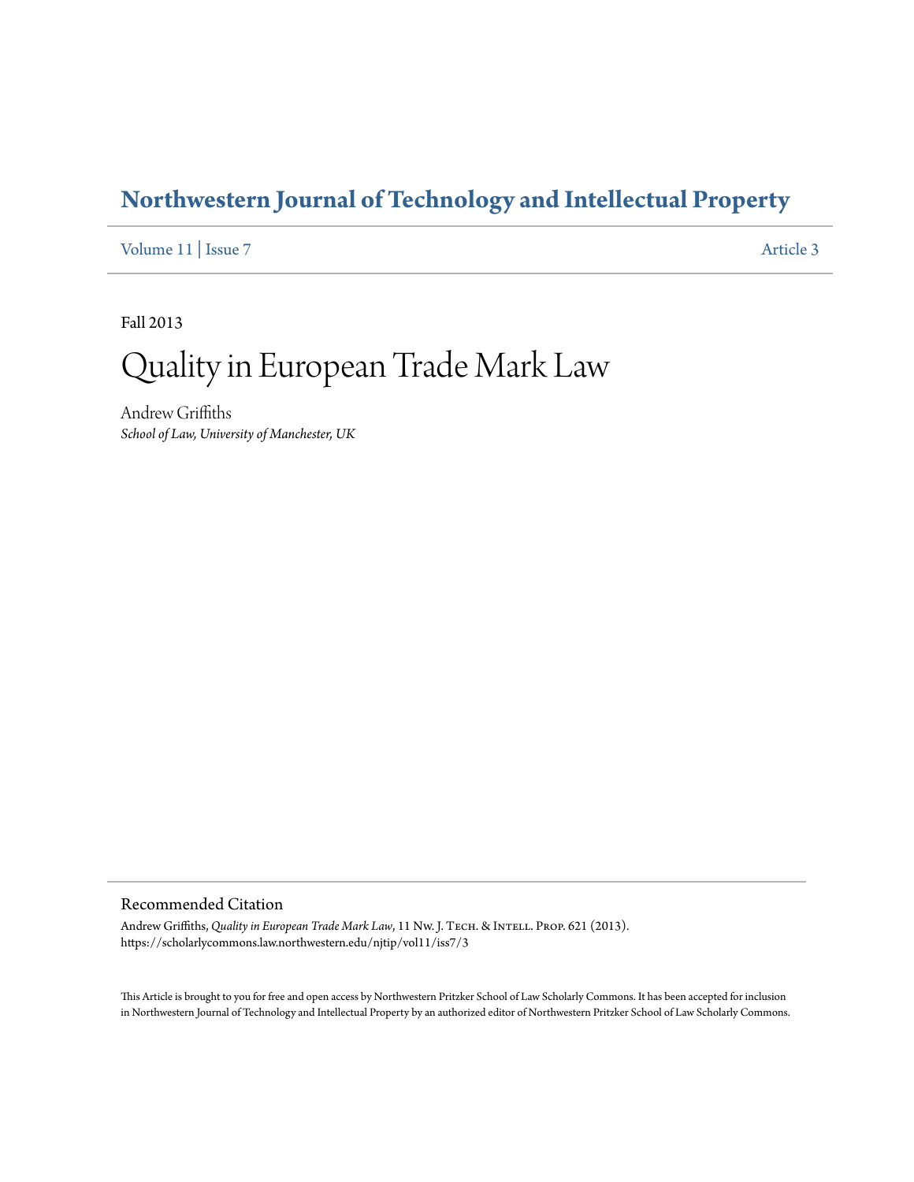# Northwestern Journal of Technology and Intellectual Property

Volume 11 | Issue 7 Article 3

Fall 2013

# Quality in European Trade Mark Law

Andrew Griffiths

*School of Law, University of Manchester, UK*

## Recommended Citation

Andrew Griffiths, *Quality in European Trade Mark Law*, 11 Nw. J. Tech. & Intell. Prop. 621 (2013).
https://scholarlycommons.law.northwestern.edu/njtip/vol11/iss7/3

This Article is brought to you for free and open access by Northwestern Pritzker School of Law Scholarly Commons. It has been accepted for inclusion in Northwestern Journal of Technology and Intellectual Property by an authorized editor of Northwestern Pritzker School of Law Scholarly Commons.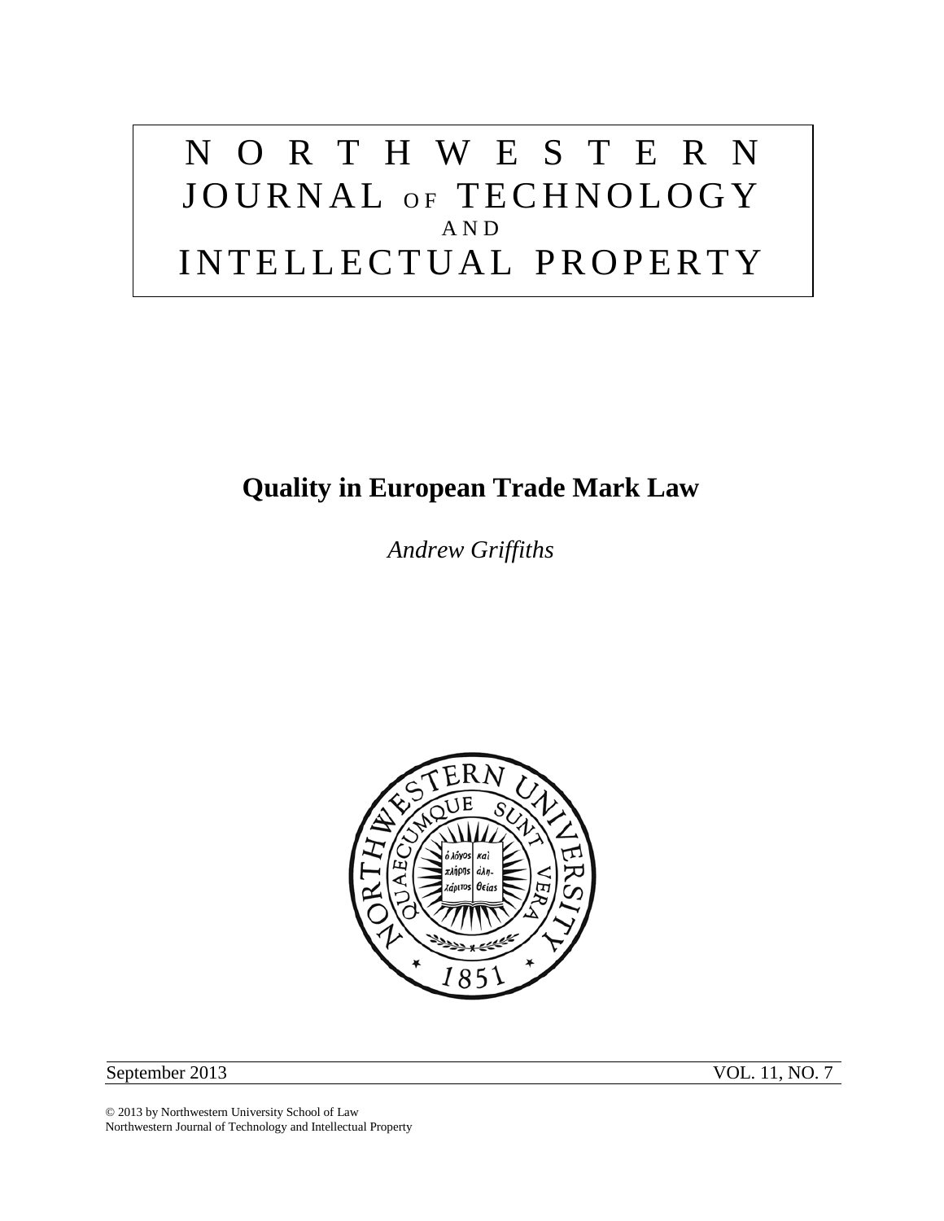# NORTHWESTERN JOURNAL OF TECHNOLOGY AND INTELLECTUAL PROPERTY

## Quality in European Trade Mark Law

*Andrew Griffiths*

September 2013 VOL. 11, NO. 7

© 2013 by Northwestern University School of Law
Northwestern Journal of Technology and Intellectual Property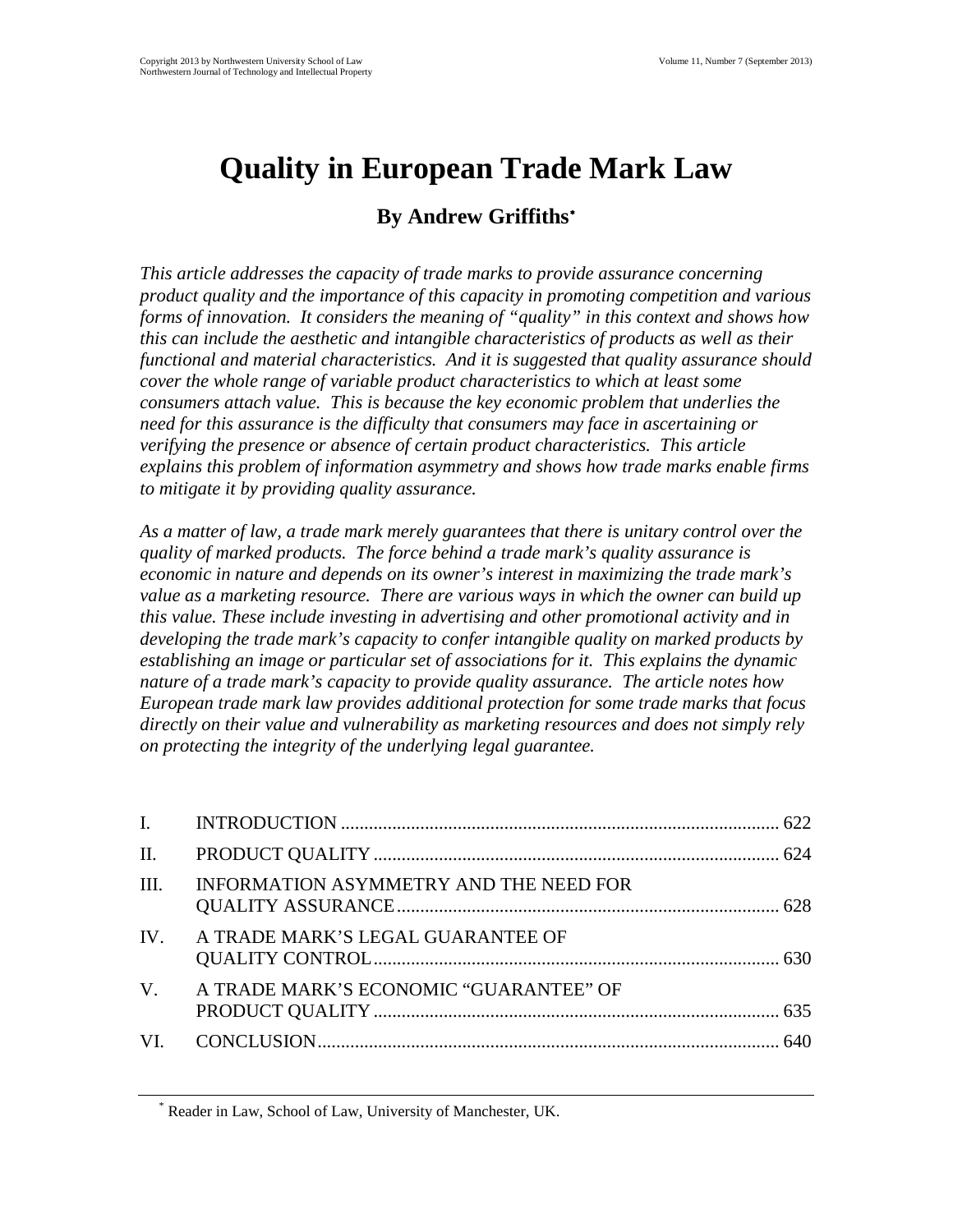# Quality in European Trade Mark Law

**By Andrew Griffiths***

*This article addresses the capacity of trade marks to provide assurance concerning product quality and the importance of this capacity in promoting competition and various forms of innovation. It considers the meaning of "quality" in this context and shows how this can include the aesthetic and intangible characteristics of products as well as their functional and material characteristics. And it is suggested that quality assurance should cover the whole range of variable product characteristics to which at least some consumers attach value. This is because the key economic problem that underlies the need for this assurance is the difficulty that consumers may face in ascertaining or verifying the presence or absence of certain product characteristics. This article explains this problem of information asymmetry and shows how trade marks enable firms to mitigate it by providing quality assurance.*

*As a matter of law, a trade mark merely guarantees that there is unitary control over the quality of marked products. The force behind a trade mark's quality assurance is economic in nature and depends on its owner's interest in maximizing the trade mark's value as a marketing resource. There are various ways in which the owner can build up this value. These include investing in advertising and other promotional activity and in developing the trade mark's capacity to confer intangible quality on marked products by establishing an image or particular set of associations for it. This explains the dynamic nature of a trade mark's capacity to provide quality assurance. The article notes how European trade mark law provides additional protection for some trade marks that focus directly on their value and vulnerability as marketing resources and does not simply rely on protecting the integrity of the underlying legal guarantee.*

| | | |
|---|---|---|
| I. | INTRODUCTION | 622 |
| II. | PRODUCT QUALITY | 624 |
| III. | INFORMATION ASYMMETRY AND THE NEED FOR QUALITY ASSURANCE | 628 |
| IV. | A TRADE MARK'S LEGAL GUARANTEE OF QUALITY CONTROL | 630 |
| V. | A TRADE MARK'S ECONOMIC "GUARANTEE" OF PRODUCT QUALITY | 635 |
| VI. | CONCLUSION | 640 |

\* Reader in Law, School of Law, University of Manchester, UK.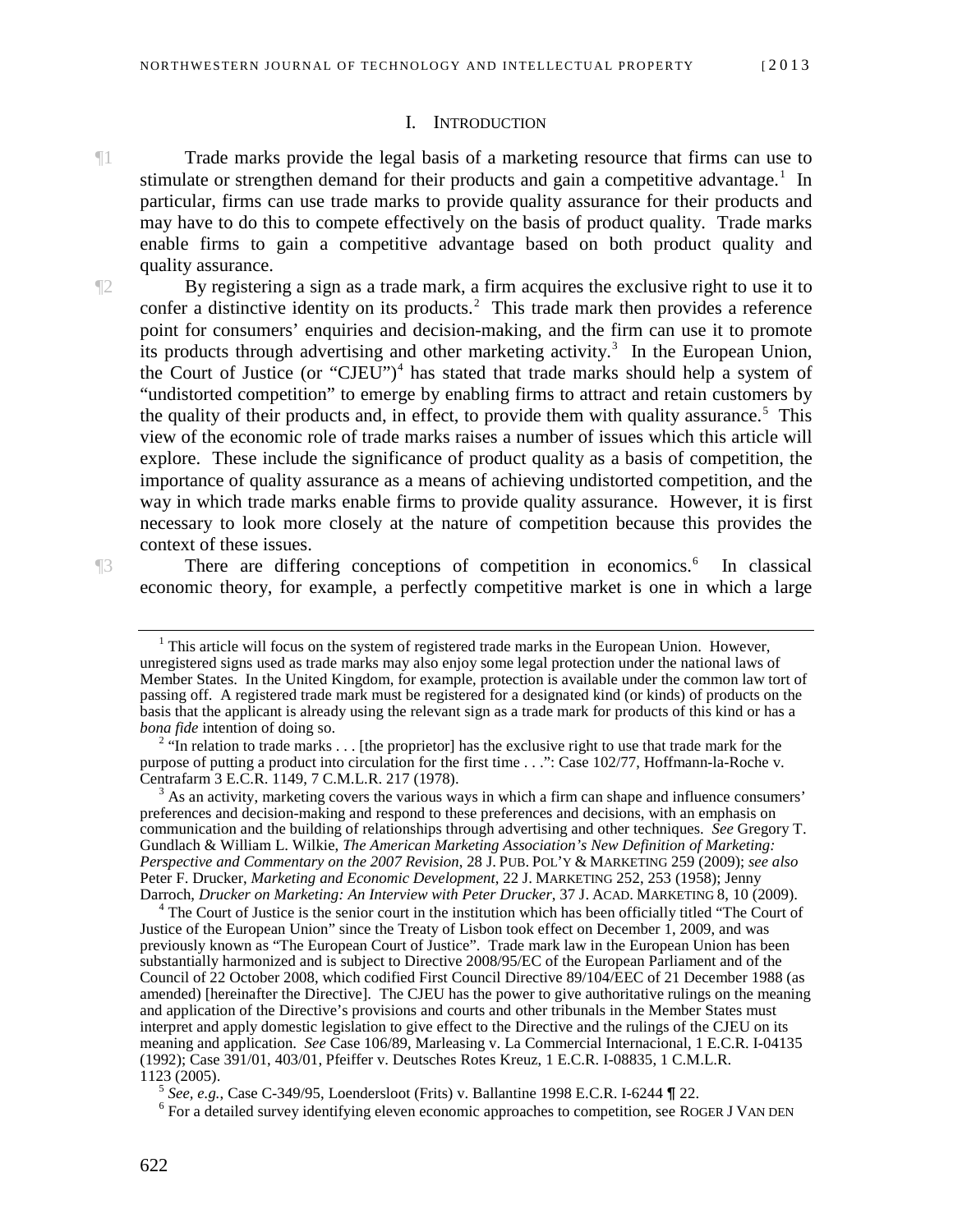## I. Introduction

¶1 Trade marks provide the legal basis of a marketing resource that firms can use to stimulate or strengthen demand for their products and gain a competitive advantage.[1] In particular, firms can use trade marks to provide quality assurance for their products and may have to do this to compete effectively on the basis of product quality. Trade marks enable firms to gain a competitive advantage based on both product quality and quality assurance.

¶2 By registering a sign as a trade mark, a firm acquires the exclusive right to use it to confer a distinctive identity on its products.[2] This trade mark then provides a reference point for consumers' enquiries and decision-making, and the firm can use it to promote its products through advertising and other marketing activity.[3] In the European Union, the Court of Justice (or "CJEU")[4] has stated that trade marks should help a system of "undistorted competition" to emerge by enabling firms to attract and retain customers by the quality of their products and, in effect, to provide them with quality assurance.[5] This view of the economic role of trade marks raises a number of issues which this article will explore. These include the significance of product quality as a basis of competition, the importance of quality assurance as a means of achieving undistorted competition, and the way in which trade marks enable firms to provide quality assurance. However, it is first necessary to look more closely at the nature of competition because this provides the context of these issues.

¶3 There are differing conceptions of competition in economics.[6] In classical economic theory, for example, a perfectly competitive market is one in which a large

---

[1] This article will focus on the system of registered trade marks in the European Union. However, unregistered signs used as trade marks may also enjoy some legal protection under the national laws of Member States. In the United Kingdom, for example, protection is available under the common law tort of passing off. A registered trade mark must be registered for a designated kind (or kinds) of products on the basis that the applicant is already using the relevant sign as a trade mark for products of this kind or has a *bona fide* intention of doing so.

[2] "In relation to trade marks . . . [the proprietor] has the exclusive right to use that trade mark for the purpose of putting a product into circulation for the first time . . .": Case 102/77, Hoffmann-la-Roche v. Centrafarm 3 E.C.R. 1149, 7 C.M.L.R. 217 (1978).

[3] As an activity, marketing covers the various ways in which a firm can shape and influence consumers' preferences and decision-making and respond to these preferences and decisions, with an emphasis on communication and the building of relationships through advertising and other techniques. *See* Gregory T. Gundlach & William L. Wilkie, *The American Marketing Association's New Definition of Marketing: Perspective and Commentary on the 2007 Revision*, 28 J. PUB. POL'Y & MARKETING 259 (2009); *see also* Peter F. Drucker, *Marketing and Economic Development*, 22 J. MARKETING 252, 253 (1958); Jenny Darroch, *Drucker on Marketing: An Interview with Peter Drucker*, 37 J. ACAD. MARKETING 8, 10 (2009).

[4] The Court of Justice is the senior court in the institution which has been officially titled "The Court of Justice of the European Union" since the Treaty of Lisbon took effect on December 1, 2009, and was previously known as "The European Court of Justice". Trade mark law in the European Union has been substantially harmonized and is subject to Directive 2008/95/EC of the European Parliament and of the Council of 22 October 2008, which codified First Council Directive 89/104/EEC of 21 December 1988 (as amended) [hereinafter the Directive]. The CJEU has the power to give authoritative rulings on the meaning and application of the Directive's provisions and courts and other tribunals in the Member States must interpret and apply domestic legislation to give effect to the Directive and the rulings of the CJEU on its meaning and application. *See* Case 106/89, Marleasing v. La Commercial Internacional, 1 E.C.R. I-04135 (1992); Case 391/01, 403/01, Pfeiffer v. Deutsches Rotes Kreuz, 1 E.C.R. I-08835, 1 C.M.L.R. 1123 (2005).

[5] *See, e.g.*, Case C-349/95, Loendersloot (Frits) v. Ballantine 1998 E.C.R. I-6244 ¶ 22.

[6] For a detailed survey identifying eleven economic approaches to competition, see ROGER J VAN DEN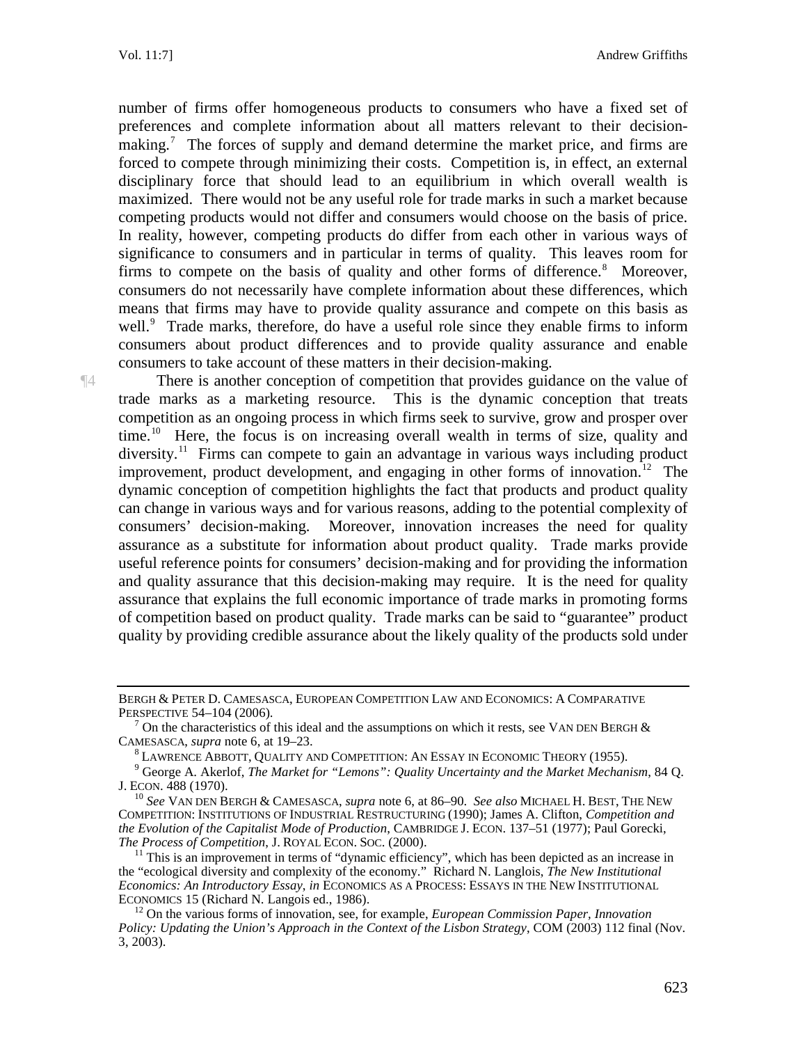number of firms offer homogeneous products to consumers who have a fixed set of preferences and complete information about all matters relevant to their decision-making.[7] The forces of supply and demand determine the market price, and firms are forced to compete through minimizing their costs. Competition is, in effect, an external disciplinary force that should lead to an equilibrium in which overall wealth is maximized. There would not be any useful role for trade marks in such a market because competing products would not differ and consumers would choose on the basis of price. In reality, however, competing products do differ from each other in various ways of significance to consumers and in particular in terms of quality. This leaves room for firms to compete on the basis of quality and other forms of difference.[8] Moreover, consumers do not necessarily have complete information about these differences, which means that firms may have to provide quality assurance and compete on this basis as well.[9] Trade marks, therefore, do have a useful role since they enable firms to inform consumers about product differences and to provide quality assurance and enable consumers to take account of these matters in their decision-making.

¶4 There is another conception of competition that provides guidance on the value of trade marks as a marketing resource. This is the dynamic conception that treats competition as an ongoing process in which firms seek to survive, grow and prosper over time.[10] Here, the focus is on increasing overall wealth in terms of size, quality and diversity.[11] Firms can compete to gain an advantage in various ways including product improvement, product development, and engaging in other forms of innovation.[12] The dynamic conception of competition highlights the fact that products and product quality can change in various ways and for various reasons, adding to the potential complexity of consumers' decision-making. Moreover, innovation increases the need for quality assurance as a substitute for information about product quality. Trade marks provide useful reference points for consumers' decision-making and for providing the information and quality assurance that this decision-making may require. It is the need for quality assurance that explains the full economic importance of trade marks in promoting forms of competition based on product quality. Trade marks can be said to "guarantee" product quality by providing credible assurance about the likely quality of the products sold under

---

BERGH & PETER D. CAMESASCA, EUROPEAN COMPETITION LAW AND ECONOMICS: A COMPARATIVE PERSPECTIVE 54–104 (2006).

[7] On the characteristics of this ideal and the assumptions on which it rests, see VAN DEN BERGH & CAMESASCA, *supra* note 6, at 19–23.

[8] LAWRENCE ABBOTT, QUALITY AND COMPETITION: AN ESSAY IN ECONOMIC THEORY (1955).

[9] George A. Akerlof, *The Market for "Lemons": Quality Uncertainty and the Market Mechanism*, 84 Q. J. ECON. 488 (1970).

[10] *See* VAN DEN BERGH & CAMESASCA, *supra* note 6, at 86–90. *See also* MICHAEL H. BEST, THE NEW COMPETITION: INSTITUTIONS OF INDUSTRIAL RESTRUCTURING (1990); James A. Clifton, *Competition and the Evolution of the Capitalist Mode of Production*, CAMBRIDGE J. ECON. 137–51 (1977); Paul Gorecki, *The Process of Competition*, J. ROYAL ECON. SOC. (2000).

[11] This is an improvement in terms of "dynamic efficiency", which has been depicted as an increase in the "ecological diversity and complexity of the economy." Richard N. Langlois, *The New Institutional Economics: An Introductory Essay*, *in* ECONOMICS AS A PROCESS: ESSAYS IN THE NEW INSTITUTIONAL ECONOMICS 15 (Richard N. Langois ed., 1986).

[12] On the various forms of innovation, see, for example, *European Commission Paper, Innovation Policy: Updating the Union's Approach in the Context of the Lisbon Strategy*, COM (2003) 112 final (Nov. 3, 2003).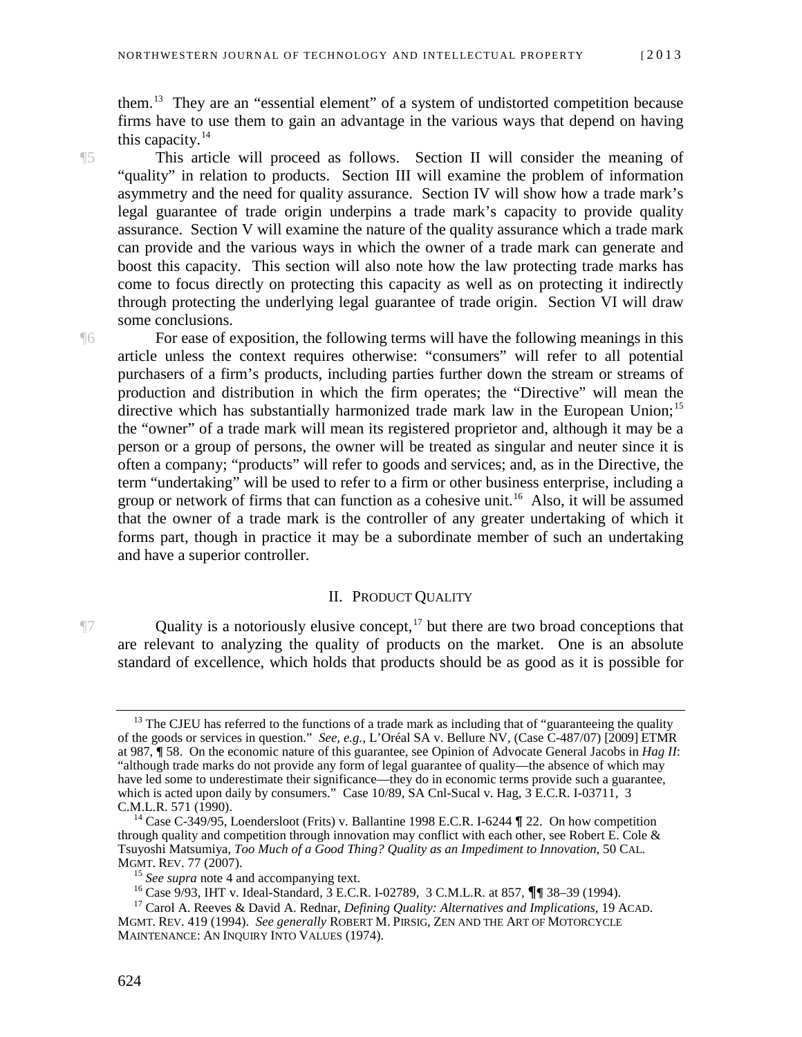them.[13] They are an "essential element" of a system of undistorted competition because firms have to use them to gain an advantage in the various ways that depend on having this capacity.[14]

¶5 This article will proceed as follows. Section II will consider the meaning of "quality" in relation to products. Section III will examine the problem of information asymmetry and the need for quality assurance. Section IV will show how a trade mark's legal guarantee of trade origin underpins a trade mark's capacity to provide quality assurance. Section V will examine the nature of the quality assurance which a trade mark can provide and the various ways in which the owner of a trade mark can generate and boost this capacity. This section will also note how the law protecting trade marks has come to focus directly on protecting this capacity as well as on protecting it indirectly through protecting the underlying legal guarantee of trade origin. Section VI will draw some conclusions.

¶6 For ease of exposition, the following terms will have the following meanings in this article unless the context requires otherwise: "consumers" will refer to all potential purchasers of a firm's products, including parties further down the stream or streams of production and distribution in which the firm operates; the "Directive" will mean the directive which has substantially harmonized trade mark law in the European Union;[15] the "owner" of a trade mark will mean its registered proprietor and, although it may be a person or a group of persons, the owner will be treated as singular and neuter since it is often a company; "products" will refer to goods and services; and, as in the Directive, the term "undertaking" will be used to refer to a firm or other business enterprise, including a group or network of firms that can function as a cohesive unit.[16] Also, it will be assumed that the owner of a trade mark is the controller of any greater undertaking of which it forms part, though in practice it may be a subordinate member of such an undertaking and have a superior controller.

## II. Product Quality

¶7 Quality is a notoriously elusive concept,[17] but there are two broad conceptions that are relevant to analyzing the quality of products on the market. One is an absolute standard of excellence, which holds that products should be as good as it is possible for

---

[13] The CJEU has referred to the functions of a trade mark as including that of "guaranteeing the quality of the goods or services in question." *See, e.g.*, L'Oréal SA v. Bellure NV, (Case C-487/07) [2009] ETMR at 987, ¶ 58. On the economic nature of this guarantee, see Opinion of Advocate General Jacobs in *Hag II*: "although trade marks do not provide any form of legal guarantee of quality—the absence of which may have led some to underestimate their significance—they do in economic terms provide such a guarantee, which is acted upon daily by consumers." Case 10/89, SA Cnl-Sucal v. Hag, 3 E.C.R. I-03711, 3 C.M.L.R. 571 (1990).

[14] Case C-349/95, Loendersloot (Frits) v. Ballantine 1998 E.C.R. I-6244 ¶ 22. On how competition through quality and competition through innovation may conflict with each other, see Robert E. Cole & Tsuyoshi Matsumiya, *Too Much of a Good Thing? Quality as an Impediment to Innovation*, 50 CAL. MGMT. REV. 77 (2007).

[15] *See supra* note 4 and accompanying text.

[16] Case 9/93, IHT v. Ideal-Standard, 3 E.C.R. I-02789, 3 C.M.L.R. at 857, ¶¶ 38–39 (1994).

[17] Carol A. Reeves & David A. Rednar, *Defining Quality: Alternatives and Implications*, 19 ACAD. MGMT. REV. 419 (1994). *See generally* ROBERT M. PIRSIG, ZEN AND THE ART OF MOTORCYCLE MAINTENANCE: AN INQUIRY INTO VALUES (1974).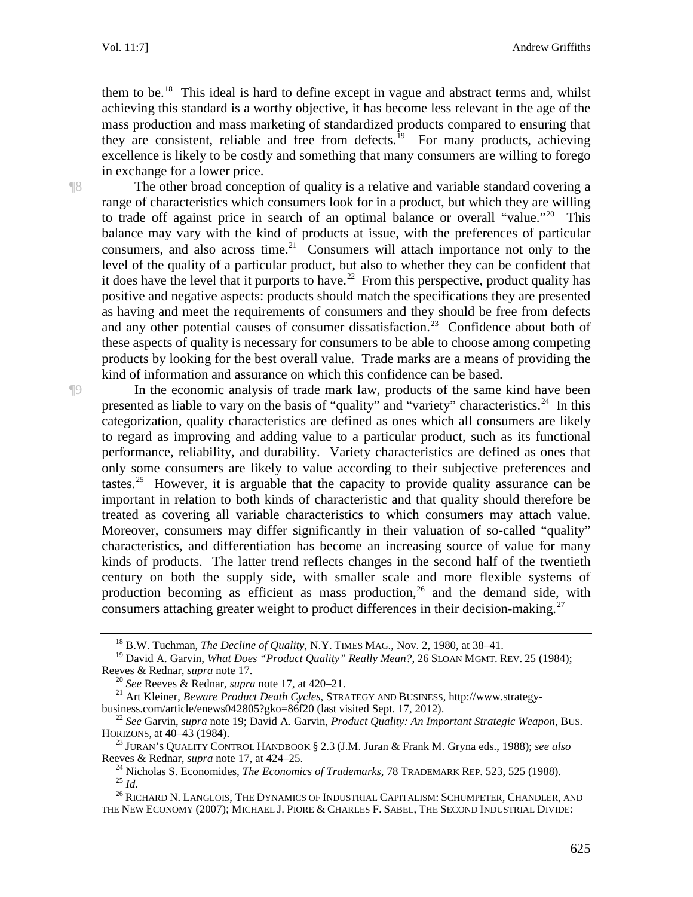them to be.[18] This ideal is hard to define except in vague and abstract terms and, whilst achieving this standard is a worthy objective, it has become less relevant in the age of the mass production and mass marketing of standardized products compared to ensuring that they are consistent, reliable and free from defects.[19] For many products, achieving excellence is likely to be costly and something that many consumers are willing to forego in exchange for a lower price.

¶8 The other broad conception of quality is a relative and variable standard covering a range of characteristics which consumers look for in a product, but which they are willing to trade off against price in search of an optimal balance or overall "value."[20] This balance may vary with the kind of products at issue, with the preferences of particular consumers, and also across time.[21] Consumers will attach importance not only to the level of the quality of a particular product, but also to whether they can be confident that it does have the level that it purports to have.[22] From this perspective, product quality has positive and negative aspects: products should match the specifications they are presented as having and meet the requirements of consumers and they should be free from defects and any other potential causes of consumer dissatisfaction.[23] Confidence about both of these aspects of quality is necessary for consumers to be able to choose among competing products by looking for the best overall value. Trade marks are a means of providing the kind of information and assurance on which this confidence can be based.

¶9 In the economic analysis of trade mark law, products of the same kind have been presented as liable to vary on the basis of "quality" and "variety" characteristics.[24] In this categorization, quality characteristics are defined as ones which all consumers are likely to regard as improving and adding value to a particular product, such as its functional performance, reliability, and durability. Variety characteristics are defined as ones that only some consumers are likely to value according to their subjective preferences and tastes.[25] However, it is arguable that the capacity to provide quality assurance can be important in relation to both kinds of characteristic and that quality should therefore be treated as covering all variable characteristics to which consumers may attach value. Moreover, consumers may differ significantly in their valuation of so-called "quality" characteristics, and differentiation has become an increasing source of value for many kinds of products. The latter trend reflects changes in the second half of the twentieth century on both the supply side, with smaller scale and more flexible systems of production becoming as efficient as mass production,[26] and the demand side, with consumers attaching greater weight to product differences in their decision-making.[27]

---

[18] B.W. Tuchman, *The Decline of Quality*, N.Y. TIMES MAG., Nov. 2, 1980, at 38–41.

[19] David A. Garvin, *What Does "Product Quality" Really Mean?*, 26 SLOAN MGMT. REV. 25 (1984); Reeves & Rednar, *supra* note 17.

[20] *See* Reeves & Rednar, *supra* note 17, at 420–21.

[21] Art Kleiner, *Beware Product Death Cycles*, STRATEGY AND BUSINESS, http://www.strategy-business.com/article/enews042805?gko=86f20 (last visited Sept. 17, 2012).

[22] *See* Garvin, *supra* note 19; David A. Garvin, *Product Quality: An Important Strategic Weapon*, BUS. HORIZONS, at 40–43 (1984).

[23] JURAN'S QUALITY CONTROL HANDBOOK § 2.3 (J.M. Juran & Frank M. Gryna eds., 1988); *see also* Reeves & Rednar, *supra* note 17, at 424–25.

[24] Nicholas S. Economides, *The Economics of Trademarks*, 78 TRADEMARK REP. 523, 525 (1988).

[25] *Id.*

[26] RICHARD N. LANGLOIS, THE DYNAMICS OF INDUSTRIAL CAPITALISM: SCHUMPETER, CHANDLER, AND THE NEW ECONOMY (2007); MICHAEL J. PIORE & CHARLES F. SABEL, THE SECOND INDUSTRIAL DIVIDE: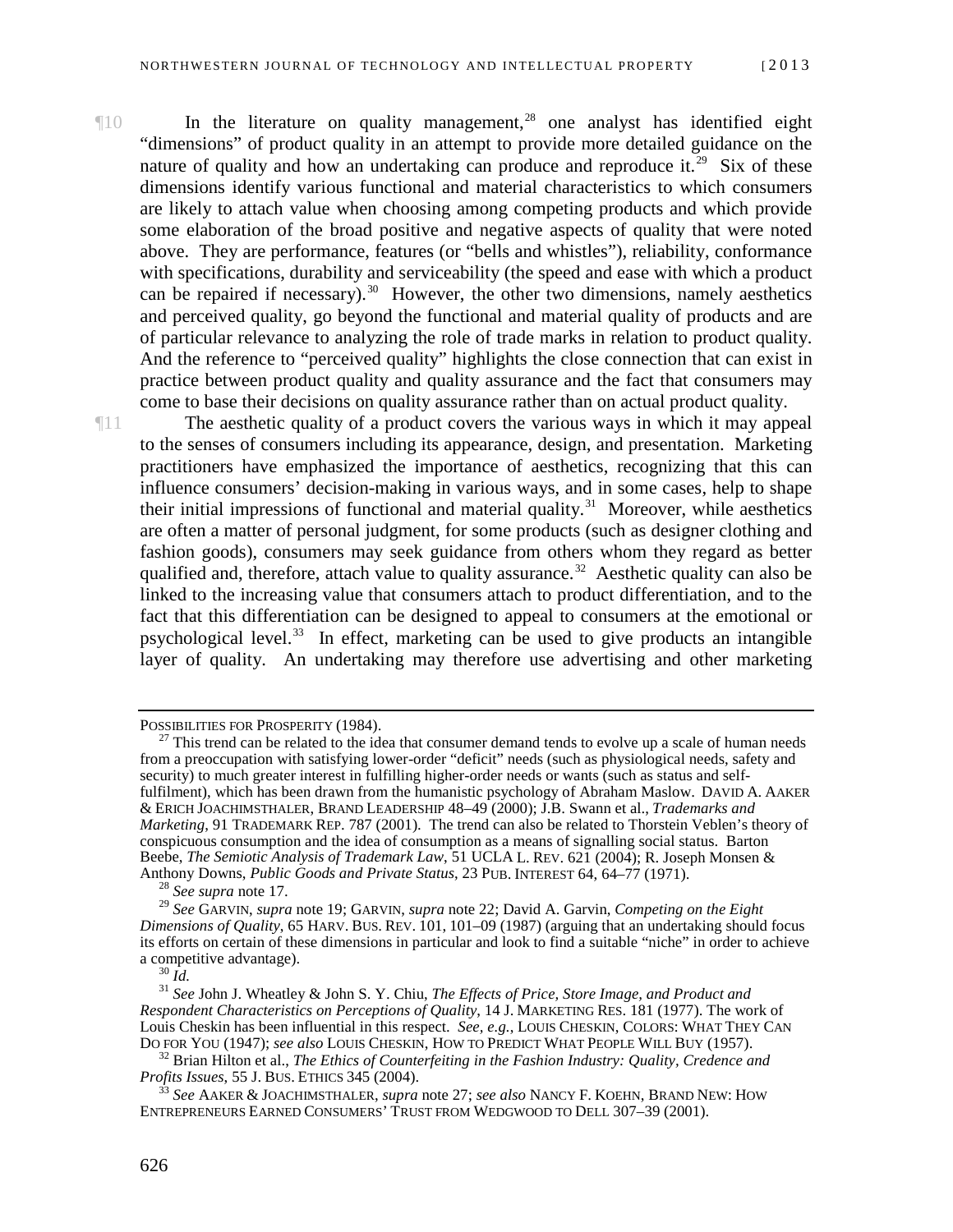¶10 In the literature on quality management,[28] one analyst has identified eight "dimensions" of product quality in an attempt to provide more detailed guidance on the nature of quality and how an undertaking can produce and reproduce it.[29] Six of these dimensions identify various functional and material characteristics to which consumers are likely to attach value when choosing among competing products and which provide some elaboration of the broad positive and negative aspects of quality that were noted above. They are performance, features (or "bells and whistles"), reliability, conformance with specifications, durability and serviceability (the speed and ease with which a product can be repaired if necessary).[30] However, the other two dimensions, namely aesthetics and perceived quality, go beyond the functional and material quality of products and are of particular relevance to analyzing the role of trade marks in relation to product quality. And the reference to "perceived quality" highlights the close connection that can exist in practice between product quality and quality assurance and the fact that consumers may come to base their decisions on quality assurance rather than on actual product quality.

¶11 The aesthetic quality of a product covers the various ways in which it may appeal to the senses of consumers including its appearance, design, and presentation. Marketing practitioners have emphasized the importance of aesthetics, recognizing that this can influence consumers' decision-making in various ways, and in some cases, help to shape their initial impressions of functional and material quality.[31] Moreover, while aesthetics are often a matter of personal judgment, for some products (such as designer clothing and fashion goods), consumers may seek guidance from others whom they regard as better qualified and, therefore, attach value to quality assurance.[32] Aesthetic quality can also be linked to the increasing value that consumers attach to product differentiation, and to the fact that this differentiation can be designed to appeal to consumers at the emotional or psychological level.[33] In effect, marketing can be used to give products an intangible layer of quality. An undertaking may therefore use advertising and other marketing

---

POSSIBILITIES FOR PROSPERITY (1984).

[27] This trend can be related to the idea that consumer demand tends to evolve up a scale of human needs from a preoccupation with satisfying lower-order "deficit" needs (such as physiological needs, safety and security) to much greater interest in fulfilling higher-order needs or wants (such as status and self-fulfilment), which has been drawn from the humanistic psychology of Abraham Maslow. DAVID A. AAKER & ERICH JOACHIMSTHALER, BRAND LEADERSHIP 48–49 (2000); J.B. Swann et al., *Trademarks and Marketing*, 91 TRADEMARK REP. 787 (2001). The trend can also be related to Thorstein Veblen's theory of conspicuous consumption and the idea of consumption as a means of signalling social status. Barton Beebe, *The Semiotic Analysis of Trademark Law*, 51 UCLA L. REV. 621 (2004); R. Joseph Monsen & Anthony Downs, *Public Goods and Private Status*, 23 PUB. INTEREST 64, 64–77 (1971).

[28] *See supra* note 17.

[29] *See* GARVIN, *supra* note 19; GARVIN, *supra* note 22; David A. Garvin, *Competing on the Eight Dimensions of Quality*, 65 HARV. BUS. REV. 101, 101–09 (1987) (arguing that an undertaking should focus its efforts on certain of these dimensions in particular and look to find a suitable "niche" in order to achieve a competitive advantage).

[30] *Id.*

[31] *See* John J. Wheatley & John S. Y. Chiu, *The Effects of Price, Store Image, and Product and Respondent Characteristics on Perceptions of Quality*, 14 J. MARKETING RES. 181 (1977). The work of Louis Cheskin has been influential in this respect. *See, e.g.*, LOUIS CHESKIN, COLORS: WHAT THEY CAN DO FOR YOU (1947); *see also* LOUIS CHESKIN, HOW TO PREDICT WHAT PEOPLE WILL BUY (1957).

[32] Brian Hilton et al., *The Ethics of Counterfeiting in the Fashion Industry: Quality, Credence and Profits Issues*, 55 J. BUS. ETHICS 345 (2004).

[33] *See* AAKER & JOACHIMSTHALER, *supra* note 27; *see also* NANCY F. KOEHN, BRAND NEW: HOW ENTREPRENEURS EARNED CONSUMERS' TRUST FROM WEDGWOOD TO DELL 307–39 (2001).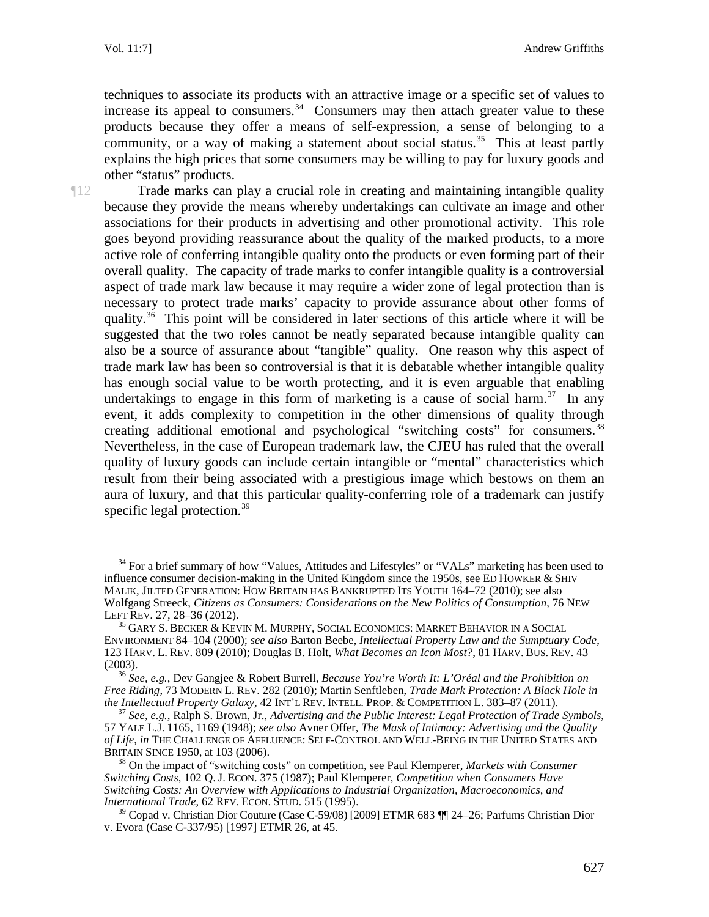techniques to associate its products with an attractive image or a specific set of values to increase its appeal to consumers.[34] Consumers may then attach greater value to these products because they offer a means of self-expression, a sense of belonging to a community, or a way of making a statement about social status.[35] This at least partly explains the high prices that some consumers may be willing to pay for luxury goods and other "status" products.

¶12 Trade marks can play a crucial role in creating and maintaining intangible quality because they provide the means whereby undertakings can cultivate an image and other associations for their products in advertising and other promotional activity. This role goes beyond providing reassurance about the quality of the marked products, to a more active role of conferring intangible quality onto the products or even forming part of their overall quality. The capacity of trade marks to confer intangible quality is a controversial aspect of trade mark law because it may require a wider zone of legal protection than is necessary to protect trade marks' capacity to provide assurance about other forms of quality.[36] This point will be considered in later sections of this article where it will be suggested that the two roles cannot be neatly separated because intangible quality can also be a source of assurance about "tangible" quality. One reason why this aspect of trade mark law has been so controversial is that it is debatable whether intangible quality has enough social value to be worth protecting, and it is even arguable that enabling undertakings to engage in this form of marketing is a cause of social harm.[37] In any event, it adds complexity to competition in the other dimensions of quality through creating additional emotional and psychological "switching costs" for consumers.[38] Nevertheless, in the case of European trademark law, the CJEU has ruled that the overall quality of luxury goods can include certain intangible or "mental" characteristics which result from their being associated with a prestigious image which bestows on them an aura of luxury, and that this particular quality-conferring role of a trademark can justify specific legal protection.[39]

---

[34] For a brief summary of how "Values, Attitudes and Lifestyles" or "VALs" marketing has been used to influence consumer decision-making in the United Kingdom since the 1950s, see ED HOWKER & SHIV MALIK, JILTED GENERATION: HOW BRITAIN HAS BANKRUPTED ITS YOUTH 164–72 (2010); see also Wolfgang Streeck, *Citizens as Consumers: Considerations on the New Politics of Consumption*, 76 NEW LEFT REV. 27, 28–36 (2012).

[35] GARY S. BECKER & KEVIN M. MURPHY, SOCIAL ECONOMICS: MARKET BEHAVIOR IN A SOCIAL ENVIRONMENT 84–104 (2000); *see also* Barton Beebe, *Intellectual Property Law and the Sumptuary Code*, 123 HARV. L. REV. 809 (2010); Douglas B. Holt, *What Becomes an Icon Most?*, 81 HARV. BUS. REV. 43 (2003).

[36] *See, e.g.*, Dev Gangjee & Robert Burrell, *Because You're Worth It: L'Oréal and the Prohibition on Free Riding*, 73 MODERN L. REV. 282 (2010); Martin Senftleben, *Trade Mark Protection: A Black Hole in the Intellectual Property Galaxy*, 42 INT'L REV. INTELL. PROP. & COMPETITION L. 383–87 (2011).

[37] *See, e.g.*, Ralph S. Brown, Jr., *Advertising and the Public Interest: Legal Protection of Trade Symbols*, 57 YALE L.J. 1165, 1169 (1948); *see also* Avner Offer, *The Mask of Intimacy: Advertising and the Quality of Life*, *in* THE CHALLENGE OF AFFLUENCE: SELF-CONTROL AND WELL-BEING IN THE UNITED STATES AND BRITAIN SINCE 1950, at 103 (2006).

[38] On the impact of "switching costs" on competition, see Paul Klemperer, *Markets with Consumer Switching Costs*, 102 Q. J. ECON. 375 (1987); Paul Klemperer, *Competition when Consumers Have Switching Costs: An Overview with Applications to Industrial Organization, Macroeconomics, and International Trade*, 62 REV. ECON. STUD. 515 (1995).

[39] Copad v. Christian Dior Couture (Case C-59/08) [2009] ETMR 683 ¶¶ 24–26; Parfums Christian Dior v. Evora (Case C-337/95) [1997] ETMR 26, at 45.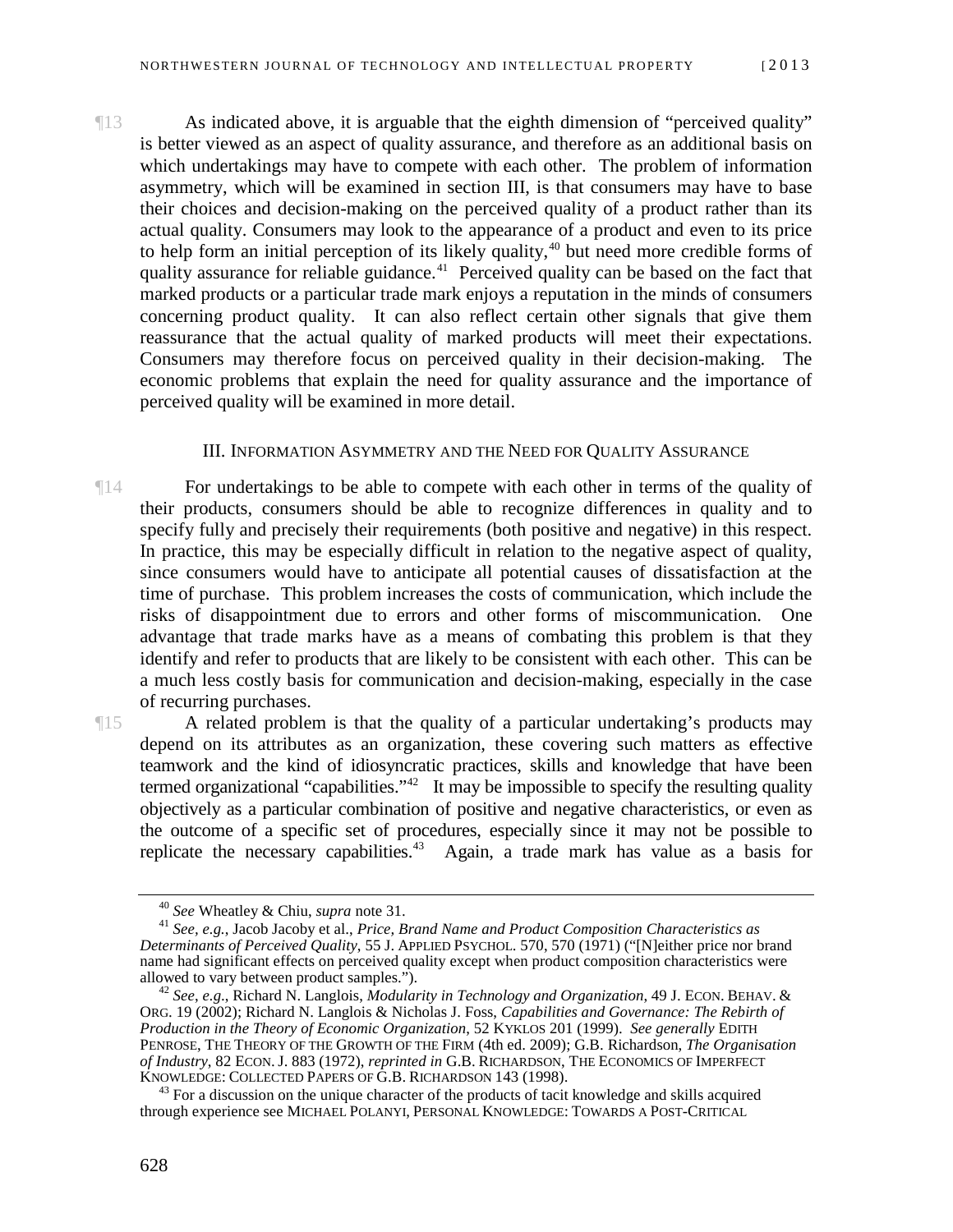¶13 As indicated above, it is arguable that the eighth dimension of "perceived quality" is better viewed as an aspect of quality assurance, and therefore as an additional basis on which undertakings may have to compete with each other. The problem of information asymmetry, which will be examined in section III, is that consumers may have to base their choices and decision-making on the perceived quality of a product rather than its actual quality. Consumers may look to the appearance of a product and even to its price to help form an initial perception of its likely quality,[40] but need more credible forms of quality assurance for reliable guidance.[41] Perceived quality can be based on the fact that marked products or a particular trade mark enjoys a reputation in the minds of consumers concerning product quality. It can also reflect certain other signals that give them reassurance that the actual quality of marked products will meet their expectations. Consumers may therefore focus on perceived quality in their decision-making. The economic problems that explain the need for quality assurance and the importance of perceived quality will be examined in more detail.

## III. Information Asymmetry and the Need for Quality Assurance

¶14 For undertakings to be able to compete with each other in terms of the quality of their products, consumers should be able to recognize differences in quality and to specify fully and precisely their requirements (both positive and negative) in this respect. In practice, this may be especially difficult in relation to the negative aspect of quality, since consumers would have to anticipate all potential causes of dissatisfaction at the time of purchase. This problem increases the costs of communication, which include the risks of disappointment due to errors and other forms of miscommunication. One advantage that trade marks have as a means of combating this problem is that they identify and refer to products that are likely to be consistent with each other. This can be a much less costly basis for communication and decision-making, especially in the case of recurring purchases.

¶15 A related problem is that the quality of a particular undertaking's products may depend on its attributes as an organization, these covering such matters as effective teamwork and the kind of idiosyncratic practices, skills and knowledge that have been termed organizational "capabilities."[42] It may be impossible to specify the resulting quality objectively as a particular combination of positive and negative characteristics, or even as the outcome of a specific set of procedures, especially since it may not be possible to replicate the necessary capabilities.[43] Again, a trade mark has value as a basis for

---

[40] *See* Wheatley & Chiu, *supra* note 31.

[41] *See, e.g.*, Jacob Jacoby et al., *Price, Brand Name and Product Composition Characteristics as Determinants of Perceived Quality*, 55 J. APPLIED PSYCHOL. 570, 570 (1971) ("[N]either price nor brand name had significant effects on perceived quality except when product composition characteristics were allowed to vary between product samples.").

[42] *See, e.g.*, Richard N. Langlois, *Modularity in Technology and Organization*, 49 J. ECON. BEHAV. & ORG. 19 (2002); Richard N. Langlois & Nicholas J. Foss, *Capabilities and Governance: The Rebirth of Production in the Theory of Economic Organization*, 52 KYKLOS 201 (1999). *See generally* EDITH PENROSE, THE THEORY OF THE GROWTH OF THE FIRM (4th ed. 2009); G.B. Richardson, *The Organisation of Industry*, 82 ECON. J. 883 (1972), *reprinted in* G.B. RICHARDSON, THE ECONOMICS OF IMPERFECT KNOWLEDGE: COLLECTED PAPERS OF G.B. RICHARDSON 143 (1998).

[43] For a discussion on the unique character of the products of tacit knowledge and skills acquired through experience see MICHAEL POLANYI, PERSONAL KNOWLEDGE: TOWARDS A POST-CRITICAL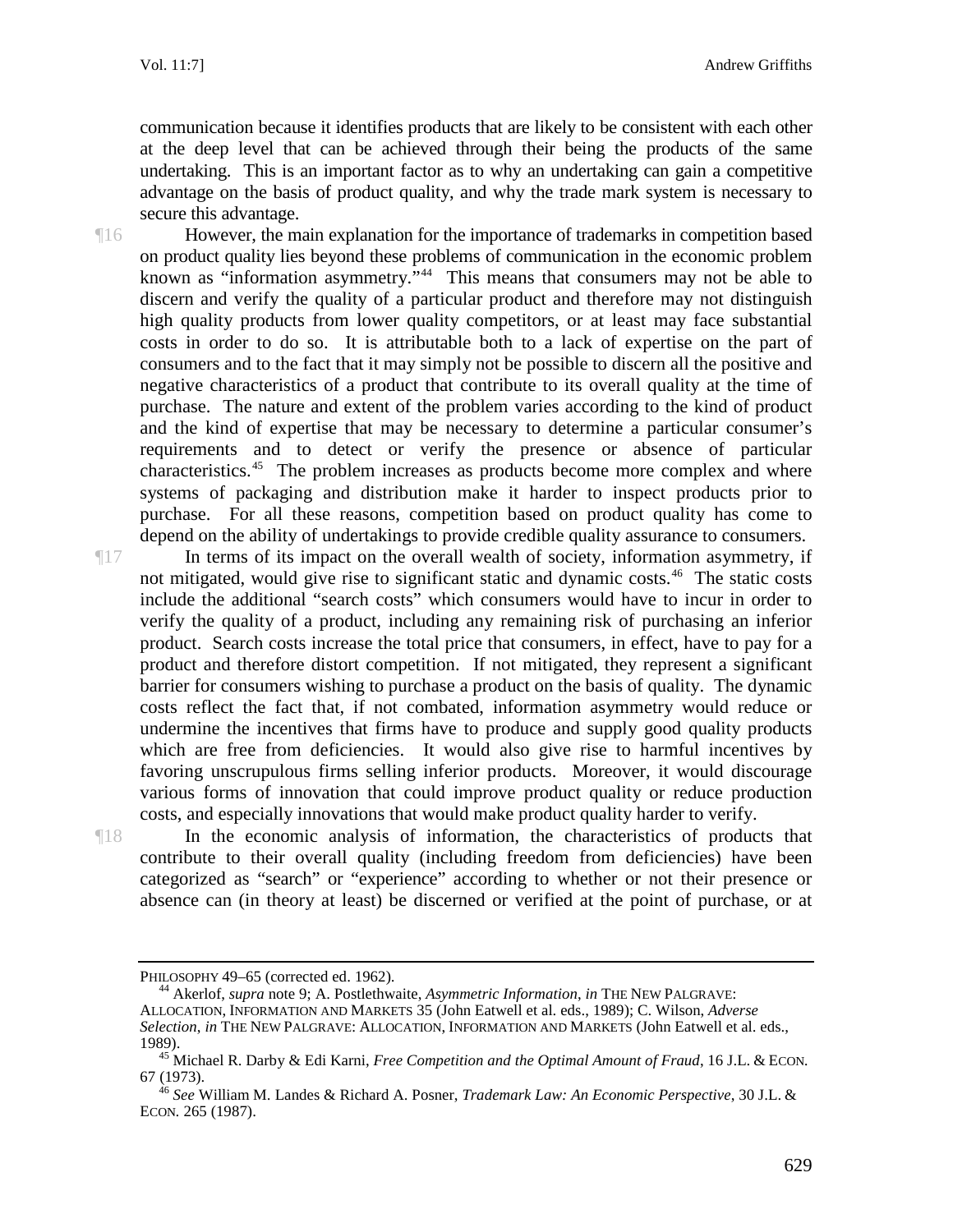communication because it identifies products that are likely to be consistent with each other at the deep level that can be achieved through their being the products of the same undertaking. This is an important factor as to why an undertaking can gain a competitive advantage on the basis of product quality, and why the trade mark system is necessary to secure this advantage.

¶16 However, the main explanation for the importance of trademarks in competition based on product quality lies beyond these problems of communication in the economic problem known as "information asymmetry."[44] This means that consumers may not be able to discern and verify the quality of a particular product and therefore may not distinguish high quality products from lower quality competitors, or at least may face substantial costs in order to do so. It is attributable both to a lack of expertise on the part of consumers and to the fact that it may simply not be possible to discern all the positive and negative characteristics of a product that contribute to its overall quality at the time of purchase. The nature and extent of the problem varies according to the kind of product and the kind of expertise that may be necessary to determine a particular consumer's requirements and to detect or verify the presence or absence of particular characteristics.[45] The problem increases as products become more complex and where systems of packaging and distribution make it harder to inspect products prior to purchase. For all these reasons, competition based on product quality has come to depend on the ability of undertakings to provide credible quality assurance to consumers.

¶17 In terms of its impact on the overall wealth of society, information asymmetry, if not mitigated, would give rise to significant static and dynamic costs.[46] The static costs include the additional "search costs" which consumers would have to incur in order to verify the quality of a product, including any remaining risk of purchasing an inferior product. Search costs increase the total price that consumers, in effect, have to pay for a product and therefore distort competition. If not mitigated, they represent a significant barrier for consumers wishing to purchase a product on the basis of quality. The dynamic costs reflect the fact that, if not combated, information asymmetry would reduce or undermine the incentives that firms have to produce and supply good quality products which are free from deficiencies. It would also give rise to harmful incentives by favoring unscrupulous firms selling inferior products. Moreover, it would discourage various forms of innovation that could improve product quality or reduce production costs, and especially innovations that would make product quality harder to verify.

¶18 In the economic analysis of information, the characteristics of products that contribute to their overall quality (including freedom from deficiencies) have been categorized as "search" or "experience" according to whether or not their presence or absence can (in theory at least) be discerned or verified at the point of purchase, or at

---

PHILOSOPHY 49–65 (corrected ed. 1962).

[44] Akerlof, *supra* note 9; A. Postlethwaite, *Asymmetric Information*, *in* THE NEW PALGRAVE: ALLOCATION, INFORMATION AND MARKETS 35 (John Eatwell et al. eds., 1989); C. Wilson, *Adverse Selection*, *in* THE NEW PALGRAVE: ALLOCATION, INFORMATION AND MARKETS (John Eatwell et al. eds., 1989).

[45] Michael R. Darby & Edi Karni, *Free Competition and the Optimal Amount of Fraud*, 16 J.L. & ECON. 67 (1973).

[46] *See* William M. Landes & Richard A. Posner, *Trademark Law: An Economic Perspective*, 30 J.L. & ECON. 265 (1987).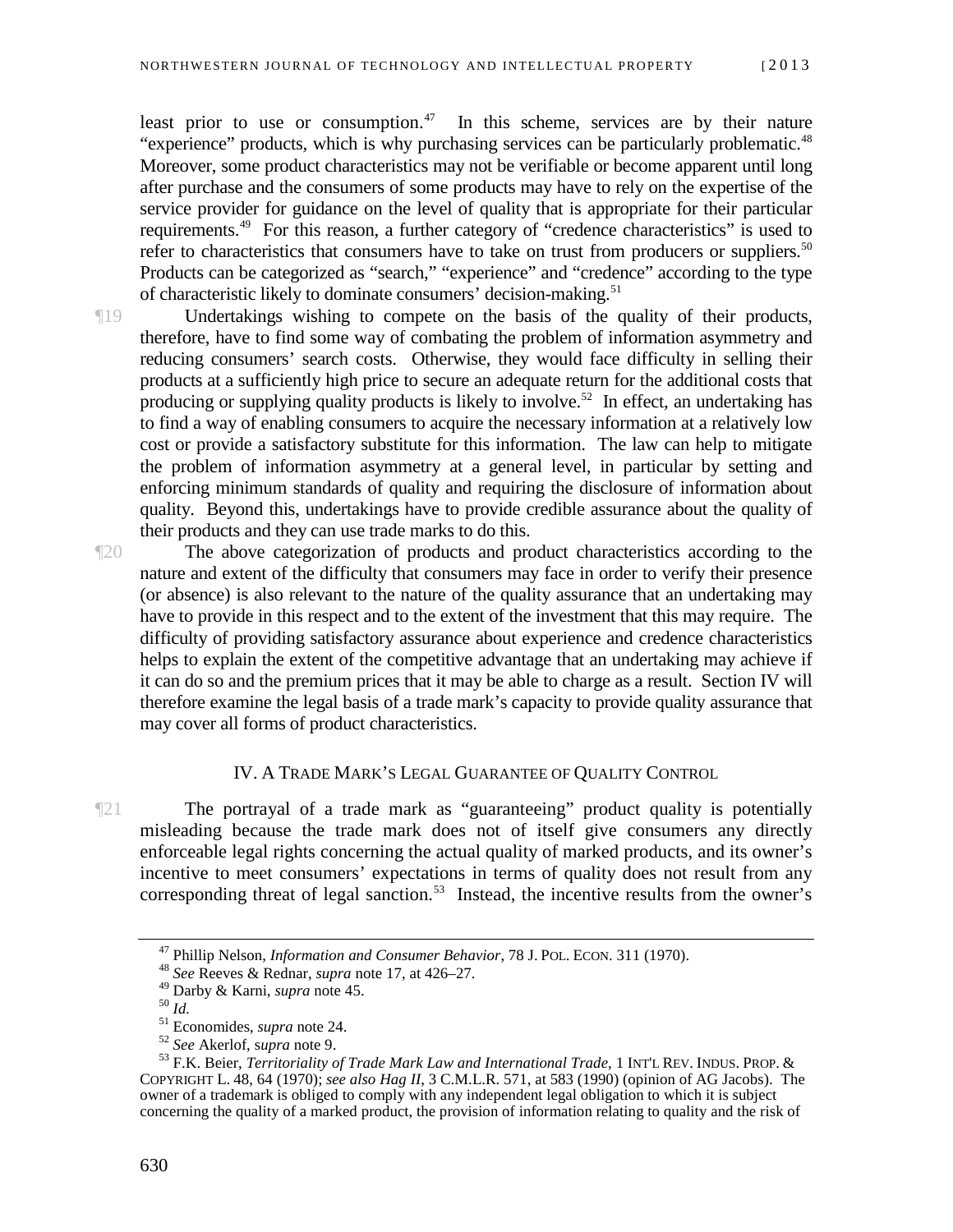least prior to use or consumption.[47] In this scheme, services are by their nature "experience" products, which is why purchasing services can be particularly problematic.[48] Moreover, some product characteristics may not be verifiable or become apparent until long after purchase and the consumers of some products may have to rely on the expertise of the service provider for guidance on the level of quality that is appropriate for their particular requirements.[49] For this reason, a further category of "credence characteristics" is used to refer to characteristics that consumers have to take on trust from producers or suppliers.[50] Products can be categorized as "search," "experience" and "credence" according to the type of characteristic likely to dominate consumers' decision-making.[51]

¶19 Undertakings wishing to compete on the basis of the quality of their products, therefore, have to find some way of combating the problem of information asymmetry and reducing consumers' search costs. Otherwise, they would face difficulty in selling their products at a sufficiently high price to secure an adequate return for the additional costs that producing or supplying quality products is likely to involve.[52] In effect, an undertaking has to find a way of enabling consumers to acquire the necessary information at a relatively low cost or provide a satisfactory substitute for this information. The law can help to mitigate the problem of information asymmetry at a general level, in particular by setting and enforcing minimum standards of quality and requiring the disclosure of information about quality. Beyond this, undertakings have to provide credible assurance about the quality of their products and they can use trade marks to do this.

¶20 The above categorization of products and product characteristics according to the nature and extent of the difficulty that consumers may face in order to verify their presence (or absence) is also relevant to the nature of the quality assurance that an undertaking may have to provide in this respect and to the extent of the investment that this may require. The difficulty of providing satisfactory assurance about experience and credence characteristics helps to explain the extent of the competitive advantage that an undertaking may achieve if it can do so and the premium prices that it may be able to charge as a result. Section IV will therefore examine the legal basis of a trade mark's capacity to provide quality assurance that may cover all forms of product characteristics.

## IV. A Trade Mark's Legal Guarantee of Quality Control

¶21 The portrayal of a trade mark as "guaranteeing" product quality is potentially misleading because the trade mark does not of itself give consumers any directly enforceable legal rights concerning the actual quality of marked products, and its owner's incentive to meet consumers' expectations in terms of quality does not result from any corresponding threat of legal sanction.[53] Instead, the incentive results from the owner's

---

[47] Phillip Nelson, *Information and Consumer Behavior*, 78 J. POL. ECON. 311 (1970).

[48] *See* Reeves & Rednar, *supra* note 17, at 426–27.

[49] Darby & Karni, *supra* note 45.

[50] *Id.*

[51] Economides, *supra* note 24.

[52] *See* Akerlof, *supra* note 9.

[53] F.K. Beier, *Territoriality of Trade Mark Law and International Trade*, 1 INT'L REV. INDUS. PROP. & COPYRIGHT L. 48, 64 (1970); *see also Hag II*, 3 C.M.L.R. 571, at 583 (1990) (opinion of AG Jacobs). The owner of a trademark is obliged to comply with any independent legal obligation to which it is subject concerning the quality of a marked product, the provision of information relating to quality and the risk of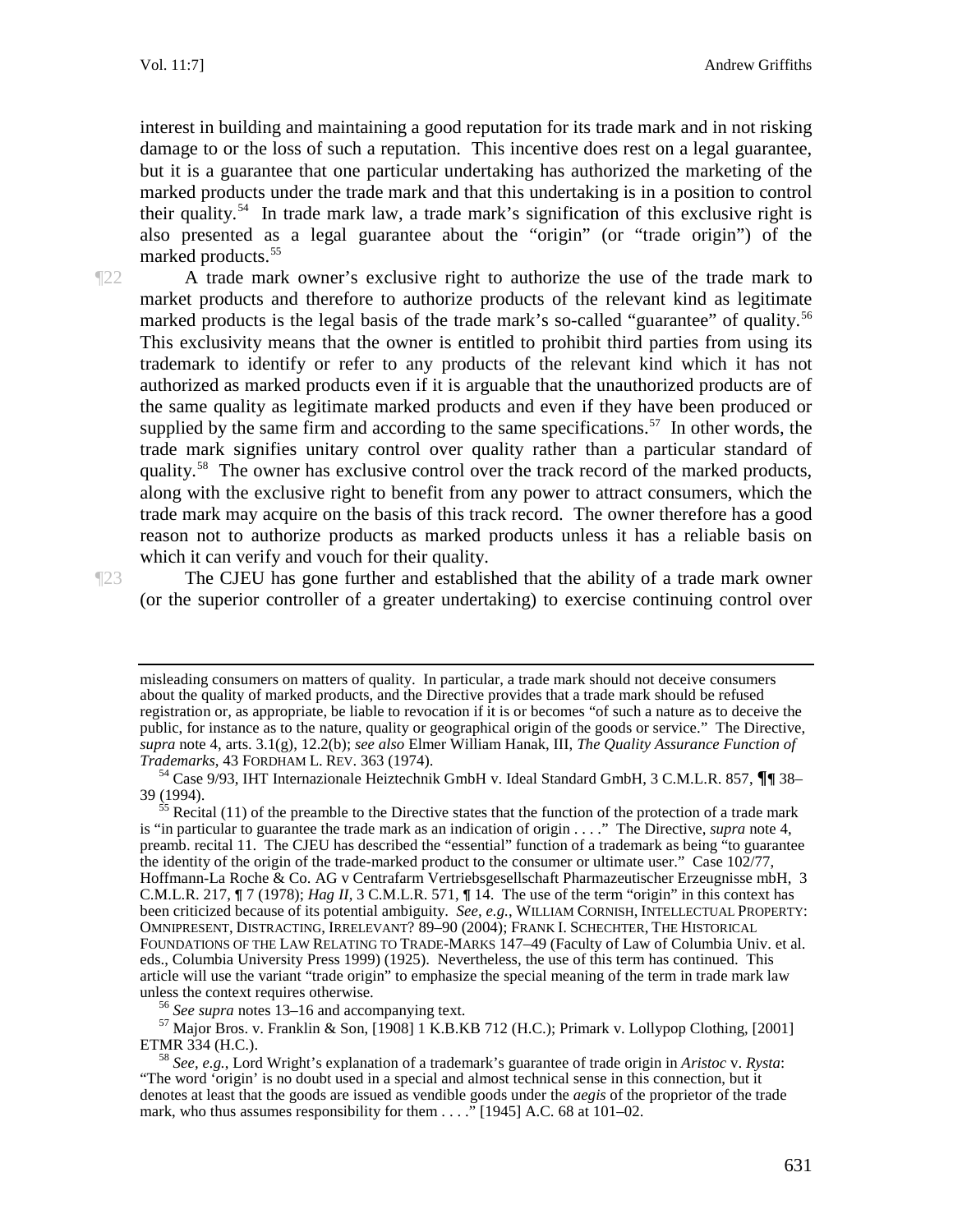interest in building and maintaining a good reputation for its trade mark and in not risking damage to or the loss of such a reputation. This incentive does rest on a legal guarantee, but it is a guarantee that one particular undertaking has authorized the marketing of the marked products under the trade mark and that this undertaking is in a position to control their quality.[54] In trade mark law, a trade mark's signification of this exclusive right is also presented as a legal guarantee about the "origin" (or "trade origin") of the marked products.[55]

¶22 A trade mark owner's exclusive right to authorize the use of the trade mark to market products and therefore to authorize products of the relevant kind as legitimate marked products is the legal basis of the trade mark's so-called "guarantee" of quality.[56] This exclusivity means that the owner is entitled to prohibit third parties from using its trademark to identify or refer to any products of the relevant kind which it has not authorized as marked products even if it is arguable that the unauthorized products are of the same quality as legitimate marked products and even if they have been produced or supplied by the same firm and according to the same specifications.[57] In other words, the trade mark signifies unitary control over quality rather than a particular standard of quality.[58] The owner has exclusive control over the track record of the marked products, along with the exclusive right to benefit from any power to attract consumers, which the trade mark may acquire on the basis of this track record. The owner therefore has a good reason not to authorize products as marked products unless it has a reliable basis on which it can verify and vouch for their quality.

¶23 The CJEU has gone further and established that the ability of a trade mark owner (or the superior controller of a greater undertaking) to exercise continuing control over

---

misleading consumers on matters of quality. In particular, a trade mark should not deceive consumers about the quality of marked products, and the Directive provides that a trade mark should be refused registration or, as appropriate, be liable to revocation if it is or becomes "of such a nature as to deceive the public, for instance as to the nature, quality or geographical origin of the goods or service." The Directive, *supra* note 4, arts. 3.1(g), 12.2(b); *see also* Elmer William Hanak, III, *The Quality Assurance Function of Trademarks*, 43 FORDHAM L. REV. 363 (1974).

[54] Case 9/93, IHT Internazionale Heiztechnik GmbH v. Ideal Standard GmbH, 3 C.M.L.R. 857, ¶¶ 38–39 (1994).

[55] Recital (11) of the preamble to the Directive states that the function of the protection of a trade mark is "in particular to guarantee the trade mark as an indication of origin . . . ." The Directive, *supra* note 4, preamb. recital 11. The CJEU has described the "essential" function of a trademark as being "to guarantee the identity of the origin of the trade-marked product to the consumer or ultimate user." Case 102/77, Hoffmann-La Roche & Co. AG v Centrafarm Vertriebsgesellschaft Pharmazeutischer Erzeugnisse mbH, 3 C.M.L.R. 217, ¶ 7 (1978); *Hag II*, 3 C.M.L.R. 571, ¶ 14. The use of the term "origin" in this context has been criticized because of its potential ambiguity. *See, e.g.*, WILLIAM CORNISH, INTELLECTUAL PROPERTY: OMNIPRESENT, DISTRACTING, IRRELEVANT? 89–90 (2004); FRANK I. SCHECHTER, THE HISTORICAL FOUNDATIONS OF THE LAW RELATING TO TRADE-MARKS 147–49 (Faculty of Law of Columbia Univ. et al. eds., Columbia University Press 1999) (1925). Nevertheless, the use of this term has continued. This article will use the variant "trade origin" to emphasize the special meaning of the term in trade mark law unless the context requires otherwise.

[56] *See supra* notes 13–16 and accompanying text.

[57] Major Bros. v. Franklin & Son, [1908] 1 K.B.KB 712 (H.C.); Primark v. Lollypop Clothing, [2001] ETMR 334 (H.C.).

[58] *See, e.g.*, Lord Wright's explanation of a trademark's guarantee of trade origin in *Aristoc* v. *Rysta*: "The word 'origin' is no doubt used in a special and almost technical sense in this connection, but it denotes at least that the goods are issued as vendible goods under the *aegis* of the proprietor of the trade mark, who thus assumes responsibility for them . . . ." [1945] A.C. 68 at 101–02.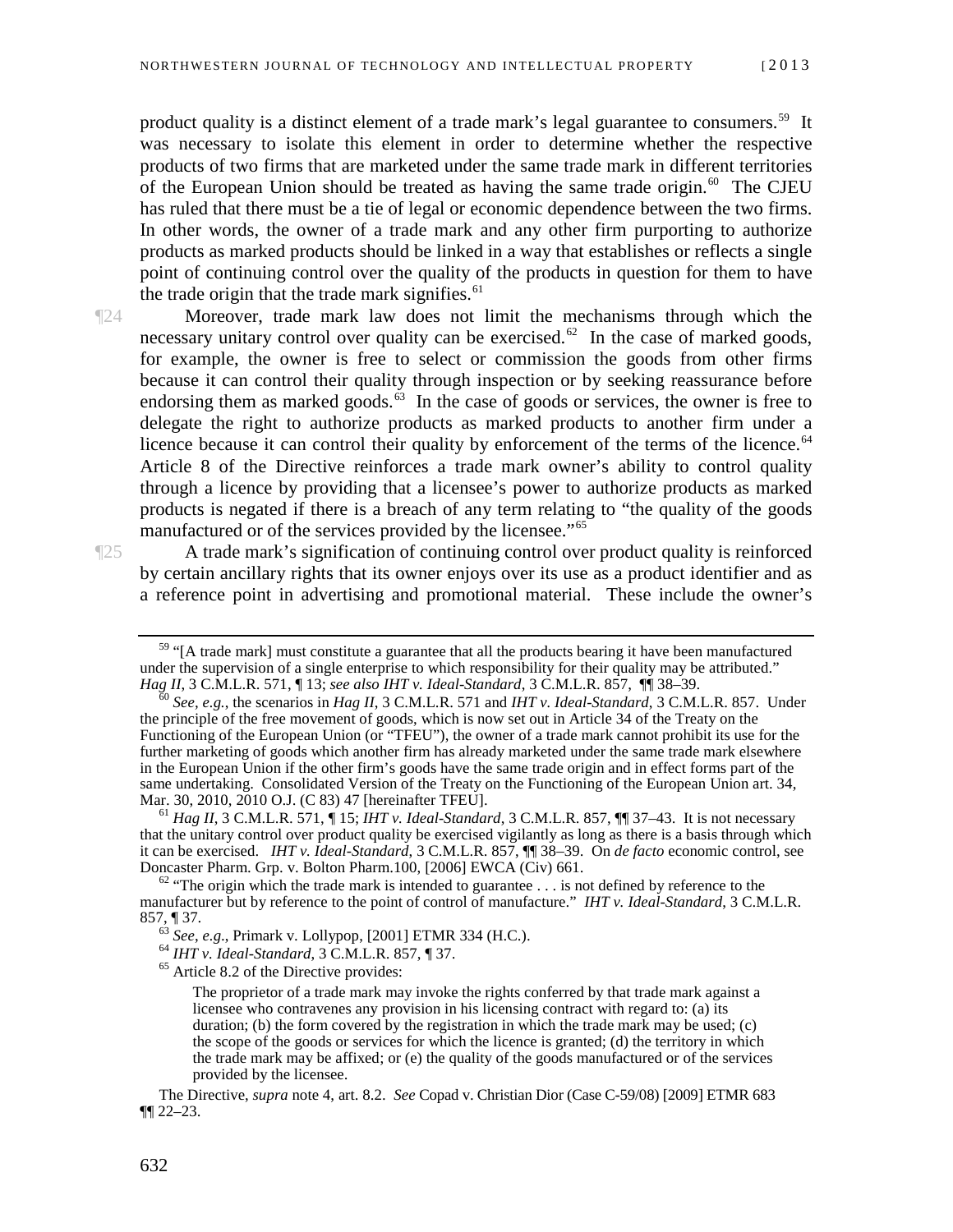product quality is a distinct element of a trade mark's legal guarantee to consumers.[59] It was necessary to isolate this element in order to determine whether the respective products of two firms that are marketed under the same trade mark in different territories of the European Union should be treated as having the same trade origin.[60] The CJEU has ruled that there must be a tie of legal or economic dependence between the two firms. In other words, the owner of a trade mark and any other firm purporting to authorize products as marked products should be linked in a way that establishes or reflects a single point of continuing control over the quality of the products in question for them to have the trade origin that the trade mark signifies.[61]

¶24 Moreover, trade mark law does not limit the mechanisms through which the necessary unitary control over quality can be exercised.[62] In the case of marked goods, for example, the owner is free to select or commission the goods from other firms because it can control their quality through inspection or by seeking reassurance before endorsing them as marked goods.[63] In the case of goods or services, the owner is free to delegate the right to authorize products as marked products to another firm under a licence because it can control their quality by enforcement of the terms of the licence.[64] Article 8 of the Directive reinforces a trade mark owner's ability to control quality through a licence by providing that a licensee's power to authorize products as marked products is negated if there is a breach of any term relating to "the quality of the goods manufactured or of the services provided by the licensee."[65]

¶25 A trade mark's signification of continuing control over product quality is reinforced by certain ancillary rights that its owner enjoys over its use as a product identifier and as a reference point in advertising and promotional material. These include the owner's

---

[59] "[A trade mark] must constitute a guarantee that all the products bearing it have been manufactured under the supervision of a single enterprise to which responsibility for their quality may be attributed." *Hag II*, 3 C.M.L.R. 571, ¶ 13; *see also IHT v. Ideal-Standard*, 3 C.M.L.R. 857, ¶¶ 38–39.

[60] *See, e.g.*, the scenarios in *Hag II*, 3 C.M.L.R. 571 and *IHT v. Ideal-Standard*, 3 C.M.L.R. 857. Under the principle of the free movement of goods, which is now set out in Article 34 of the Treaty on the Functioning of the European Union (or "TFEU"), the owner of a trade mark cannot prohibit its use for the further marketing of goods which another firm has already marketed under the same trade mark elsewhere in the European Union if the other firm's goods have the same trade origin and in effect forms part of the same undertaking. Consolidated Version of the Treaty on the Functioning of the European Union art. 34, Mar. 30, 2010, 2010 O.J. (C 83) 47 [hereinafter TFEU].

[61] *Hag II*, 3 C.M.L.R. 571, ¶ 15; *IHT v. Ideal-Standard*, 3 C.M.L.R. 857, ¶¶ 37–43. It is not necessary that the unitary control over product quality be exercised vigilantly as long as there is a basis through which it can be exercised. *IHT v. Ideal-Standard*, 3 C.M.L.R. 857, ¶¶ 38–39. On *de facto* economic control, see Doncaster Pharm. Grp. v. Bolton Pharm.100, [2006] EWCA (Civ) 661.

[62] "The origin which the trade mark is intended to guarantee . . . is not defined by reference to the manufacturer but by reference to the point of control of manufacture." *IHT v. Ideal-Standard*, 3 C.M.L.R. 857, ¶ 37.

[63] *See, e.g.*, Primark v. Lollypop, [2001] ETMR 334 (H.C.).

[64] *IHT v. Ideal-Standard*, 3 C.M.L.R. 857, ¶ 37.

[65] Article 8.2 of the Directive provides:

> The proprietor of a trade mark may invoke the rights conferred by that trade mark against a licensee who contravenes any provision in his licensing contract with regard to: (a) its duration; (b) the form covered by the registration in which the trade mark may be used; (c) the scope of the goods or services for which the licence is granted; (d) the territory in which the trade mark may be affixed; or (e) the quality of the goods manufactured or of the services provided by the licensee.

The Directive, *supra* note 4, art. 8.2. *See* Copad v. Christian Dior (Case C-59/08) [2009] ETMR 683 ¶¶ 22–23.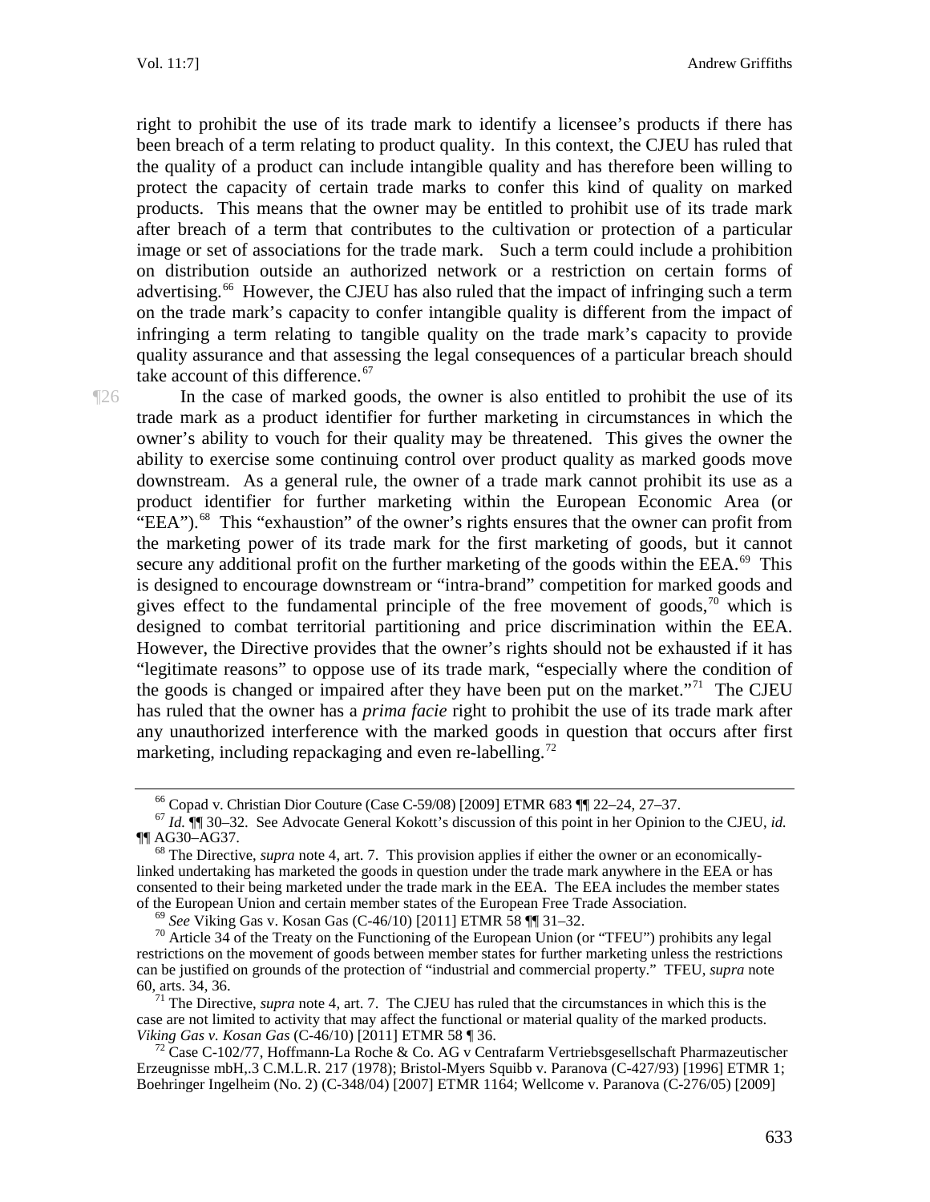right to prohibit the use of its trade mark to identify a licensee's products if there has been breach of a term relating to product quality. In this context, the CJEU has ruled that the quality of a product can include intangible quality and has therefore been willing to protect the capacity of certain trade marks to confer this kind of quality on marked products. This means that the owner may be entitled to prohibit use of its trade mark after breach of a term that contributes to the cultivation or protection of a particular image or set of associations for the trade mark. Such a term could include a prohibition on distribution outside an authorized network or a restriction on certain forms of advertising.[66] However, the CJEU has also ruled that the impact of infringing such a term on the trade mark's capacity to confer intangible quality is different from the impact of infringing a term relating to tangible quality on the trade mark's capacity to provide quality assurance and that assessing the legal consequences of a particular breach should take account of this difference.[67]

¶26 In the case of marked goods, the owner is also entitled to prohibit the use of its trade mark as a product identifier for further marketing in circumstances in which the owner's ability to vouch for their quality may be threatened. This gives the owner the ability to exercise some continuing control over product quality as marked goods move downstream. As a general rule, the owner of a trade mark cannot prohibit its use as a product identifier for further marketing within the European Economic Area (or "EEA").[68] This "exhaustion" of the owner's rights ensures that the owner can profit from the marketing power of its trade mark for the first marketing of goods, but it cannot secure any additional profit on the further marketing of the goods within the EEA.[69] This is designed to encourage downstream or "intra-brand" competition for marked goods and gives effect to the fundamental principle of the free movement of goods,[70] which is designed to combat territorial partitioning and price discrimination within the EEA. However, the Directive provides that the owner's rights should not be exhausted if it has "legitimate reasons" to oppose use of its trade mark, "especially where the condition of the goods is changed or impaired after they have been put on the market."[71] The CJEU has ruled that the owner has a *prima facie* right to prohibit the use of its trade mark after any unauthorized interference with the marked goods in question that occurs after first marketing, including repackaging and even re-labelling.[72]

---

[66] Copad v. Christian Dior Couture (Case C-59/08) [2009] ETMR 683 ¶¶ 22–24, 27–37.

[67] *Id.* ¶¶ 30–32. See Advocate General Kokott's discussion of this point in her Opinion to the CJEU, *id.* ¶¶ AG30–AG37.

[68] The Directive, *supra* note 4, art. 7. This provision applies if either the owner or an economically-linked undertaking has marketed the goods in question under the trade mark anywhere in the EEA or has consented to their being marketed under the trade mark in the EEA. The EEA includes the member states of the European Union and certain member states of the European Free Trade Association.

[69] *See* Viking Gas v. Kosan Gas (C-46/10) [2011] ETMR 58 ¶¶ 31–32.

[70] Article 34 of the Treaty on the Functioning of the European Union (or "TFEU") prohibits any legal restrictions on the movement of goods between member states for further marketing unless the restrictions can be justified on grounds of the protection of "industrial and commercial property." TFEU, *supra* note 60, arts. 34, 36.

[71] The Directive, *supra* note 4, art. 7. The CJEU has ruled that the circumstances in which this is the case are not limited to activity that may affect the functional or material quality of the marked products. *Viking Gas v. Kosan Gas* (C-46/10) [2011] ETMR 58 ¶ 36.

[72] Case C-102/77, Hoffmann-La Roche & Co. AG v Centrafarm Vertriebsgesellschaft Pharmazeutischer Erzeugnisse mbH,.3 C.M.L.R. 217 (1978); Bristol-Myers Squibb v. Paranova (C-427/93) [1996] ETMR 1; Boehringer Ingelheim (No. 2) (C-348/04) [2007] ETMR 1164; Wellcome v. Paranova (C-276/05) [2009]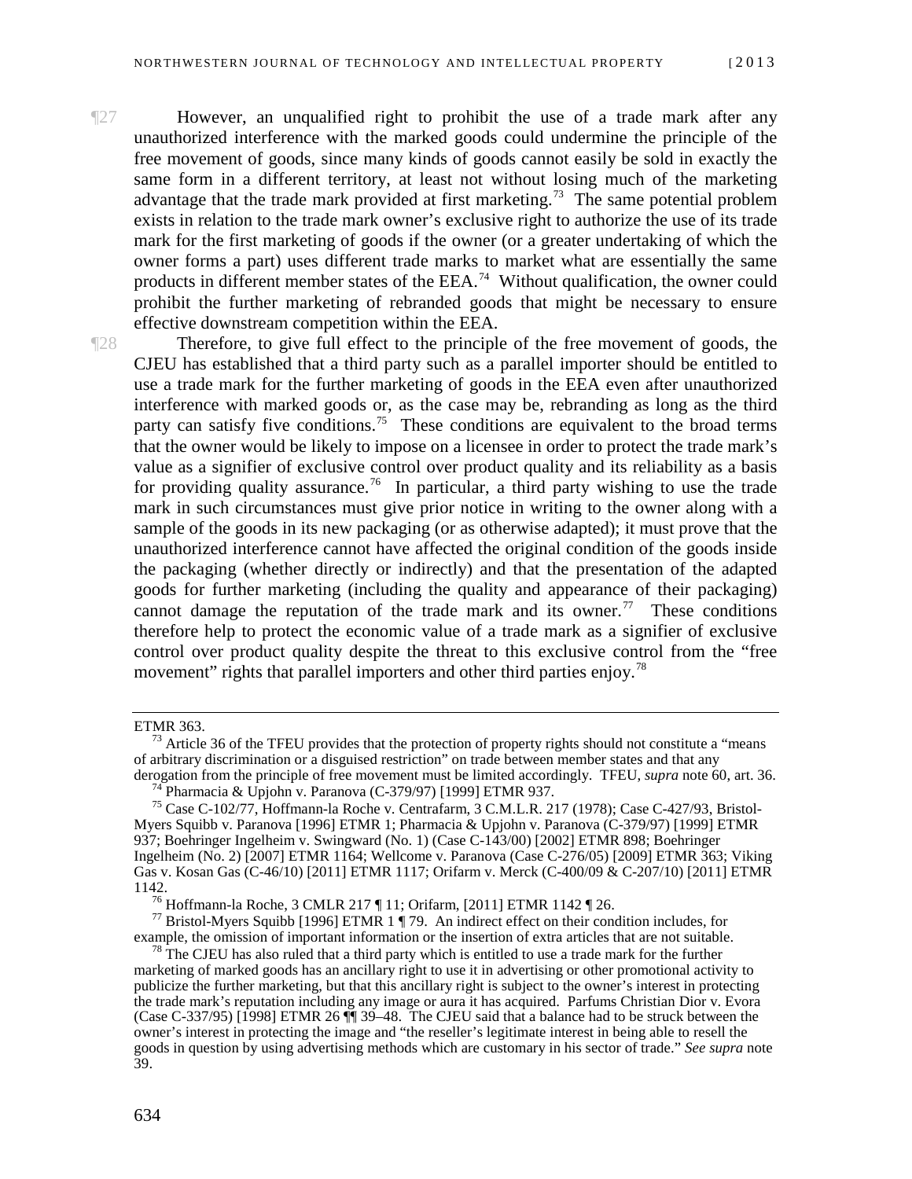¶27 However, an unqualified right to prohibit the use of a trade mark after any unauthorized interference with the marked goods could undermine the principle of the free movement of goods, since many kinds of goods cannot easily be sold in exactly the same form in a different territory, at least not without losing much of the marketing advantage that the trade mark provided at first marketing.[73] The same potential problem exists in relation to the trade mark owner's exclusive right to authorize the use of its trade mark for the first marketing of goods if the owner (or a greater undertaking of which the owner forms a part) uses different trade marks to market what are essentially the same products in different member states of the EEA.[74] Without qualification, the owner could prohibit the further marketing of rebranded goods that might be necessary to ensure effective downstream competition within the EEA.

¶28 Therefore, to give full effect to the principle of the free movement of goods, the CJEU has established that a third party such as a parallel importer should be entitled to use a trade mark for the further marketing of goods in the EEA even after unauthorized interference with marked goods or, as the case may be, rebranding as long as the third party can satisfy five conditions.[75] These conditions are equivalent to the broad terms that the owner would be likely to impose on a licensee in order to protect the trade mark's value as a signifier of exclusive control over product quality and its reliability as a basis for providing quality assurance.[76] In particular, a third party wishing to use the trade mark in such circumstances must give prior notice in writing to the owner along with a sample of the goods in its new packaging (or as otherwise adapted); it must prove that the unauthorized interference cannot have affected the original condition of the goods inside the packaging (whether directly or indirectly) and that the presentation of the adapted goods for further marketing (including the quality and appearance of their packaging) cannot damage the reputation of the trade mark and its owner.[77] These conditions therefore help to protect the economic value of a trade mark as a signifier of exclusive control over product quality despite the threat to this exclusive control from the "free movement" rights that parallel importers and other third parties enjoy.[78]

---

ETMR 363.

[73] Article 36 of the TFEU provides that the protection of property rights should not constitute a "means of arbitrary discrimination or a disguised restriction" on trade between member states and that any derogation from the principle of free movement must be limited accordingly. TFEU, *supra* note 60, art. 36.

[74] Pharmacia & Upjohn v. Paranova (C-379/97) [1999] ETMR 937.

[75] Case C-102/77, Hoffmann-la Roche v. Centrafarm, 3 C.M.L.R. 217 (1978); Case C-427/93, Bristol-Myers Squibb v. Paranova [1996] ETMR 1; Pharmacia & Upjohn v. Paranova (C-379/97) [1999] ETMR 937; Boehringer Ingelheim v. Swingward (No. 1) (Case C-143/00) [2002] ETMR 898; Boehringer Ingelheim (No. 2) [2007] ETMR 1164; Wellcome v. Paranova (Case C-276/05) [2009] ETMR 363; Viking Gas v. Kosan Gas (C-46/10) [2011] ETMR 1117; Orifarm v. Merck (C-400/09 & C-207/10) [2011] ETMR 1142.

[76] Hoffmann-la Roche, 3 CMLR 217 ¶ 11; Orifarm, [2011] ETMR 1142 ¶ 26.

[77] Bristol-Myers Squibb [1996] ETMR 1 ¶ 79. An indirect effect on their condition includes, for example, the omission of important information or the insertion of extra articles that are not suitable.

[78] The CJEU has also ruled that a third party which is entitled to use a trade mark for the further marketing of marked goods has an ancillary right to use it in advertising or other promotional activity to publicize the further marketing, but that this ancillary right is subject to the owner's interest in protecting the trade mark's reputation including any image or aura it has acquired. Parfums Christian Dior v. Evora (Case C-337/95) [1998] ETMR 26 ¶¶ 39–48. The CJEU said that a balance had to be struck between the owner's interest in protecting the image and "the reseller's legitimate interest in being able to resell the goods in question by using advertising methods which are customary in his sector of trade." *See supra* note 39.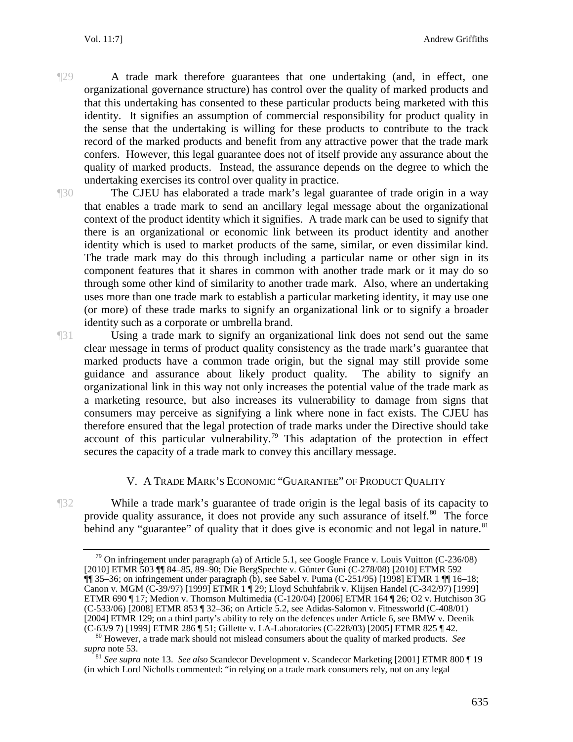¶29 A trade mark therefore guarantees that one undertaking (and, in effect, one organizational governance structure) has control over the quality of marked products and that this undertaking has consented to these particular products being marketed with this identity. It signifies an assumption of commercial responsibility for product quality in the sense that the undertaking is willing for these products to contribute to the track record of the marked products and benefit from any attractive power that the trade mark confers. However, this legal guarantee does not of itself provide any assurance about the quality of marked products. Instead, the assurance depends on the degree to which the undertaking exercises its control over quality in practice.

¶30 The CJEU has elaborated a trade mark's legal guarantee of trade origin in a way that enables a trade mark to send an ancillary legal message about the organizational context of the product identity which it signifies. A trade mark can be used to signify that there is an organizational or economic link between its product identity and another identity which is used to market products of the same, similar, or even dissimilar kind. The trade mark may do this through including a particular name or other sign in its component features that it shares in common with another trade mark or it may do so through some other kind of similarity to another trade mark. Also, where an undertaking uses more than one trade mark to establish a particular marketing identity, it may use one (or more) of these trade marks to signify an organizational link or to signify a broader identity such as a corporate or umbrella brand.

¶31 Using a trade mark to signify an organizational link does not send out the same clear message in terms of product quality consistency as the trade mark's guarantee that marked products have a common trade origin, but the signal may still provide some guidance and assurance about likely product quality. The ability to signify an organizational link in this way not only increases the potential value of the trade mark as a marketing resource, but also increases its vulnerability to damage from signs that consumers may perceive as signifying a link where none in fact exists. The CJEU has therefore ensured that the legal protection of trade marks under the Directive should take account of this particular vulnerability.[79] This adaptation of the protection in effect secures the capacity of a trade mark to convey this ancillary message.

## V. A Trade Mark's Economic "Guarantee" of Product Quality

¶32 While a trade mark's guarantee of trade origin is the legal basis of its capacity to provide quality assurance, it does not provide any such assurance of itself.[80] The force behind any "guarantee" of quality that it does give is economic and not legal in nature.[81]

---

[79] On infringement under paragraph (a) of Article 5.1, see Google France v. Louis Vuitton (C-236/08) [2010] ETMR 503 ¶¶ 84–85, 89–90; Die BergSpechte v. Günter Guni (C-278/08) [2010] ETMR 592 ¶¶ 35–36; on infringement under paragraph (b), see Sabel v. Puma (C-251/95) [1998] ETMR 1 ¶¶ 16–18; Canon v. MGM (C-39/97) [1999] ETMR 1 ¶ 29; Lloyd Schuhfabrik v. Klijsen Handel (C-342/97) [1999] ETMR 690 ¶ 17; Medion v. Thomson Multimedia (C-120/04) [2006] ETMR 164 ¶ 26; O2 v. Hutchison 3G (C-533/06) [2008] ETMR 853 ¶ 32–36; on Article 5.2, see Adidas-Salomon v. Fitnessworld (C-408/01) [2004] ETMR 129; on a third party's ability to rely on the defences under Article 6, see BMW v. Deenik (C-63/9 7) [1999] ETMR 286 ¶ 51; Gillette v. LA-Laboratories (C-228/03) [2005] ETMR 825 ¶ 42.

[80] However, a trade mark should not mislead consumers about the quality of marked products. *See supra* note 53.

[81] *See supra* note 13. *See also* Scandecor Development v. Scandecor Marketing [2001] ETMR 800 ¶ 19 (in which Lord Nicholls commented: "in relying on a trade mark consumers rely, not on any legal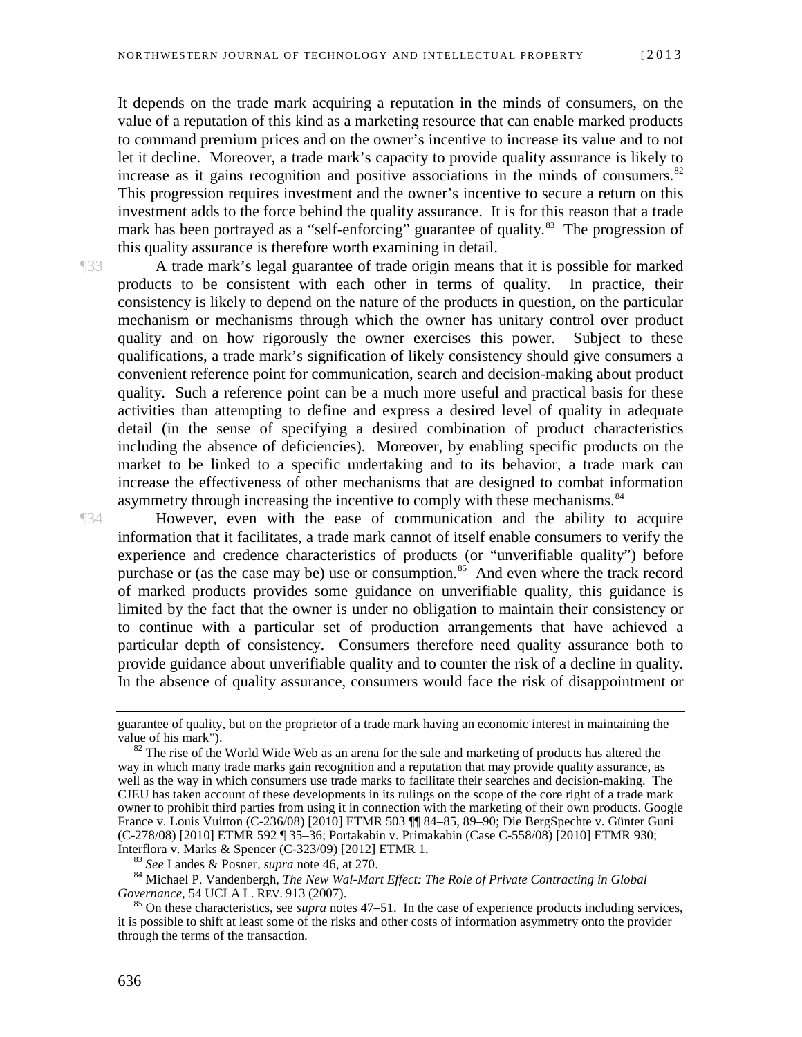It depends on the trade mark acquiring a reputation in the minds of consumers, on the value of a reputation of this kind as a marketing resource that can enable marked products to command premium prices and on the owner's incentive to increase its value and to not let it decline. Moreover, a trade mark's capacity to provide quality assurance is likely to increase as it gains recognition and positive associations in the minds of consumers.[82] This progression requires investment and the owner's incentive to secure a return on this investment adds to the force behind the quality assurance. It is for this reason that a trade mark has been portrayed as a "self-enforcing" guarantee of quality.[83] The progression of this quality assurance is therefore worth examining in detail.

¶33 A trade mark's legal guarantee of trade origin means that it is possible for marked products to be consistent with each other in terms of quality. In practice, their consistency is likely to depend on the nature of the products in question, on the particular mechanism or mechanisms through which the owner has unitary control over product quality and on how rigorously the owner exercises this power. Subject to these qualifications, a trade mark's signification of likely consistency should give consumers a convenient reference point for communication, search and decision-making about product quality. Such a reference point can be a much more useful and practical basis for these activities than attempting to define and express a desired level of quality in adequate detail (in the sense of specifying a desired combination of product characteristics including the absence of deficiencies). Moreover, by enabling specific products on the market to be linked to a specific undertaking and to its behavior, a trade mark can increase the effectiveness of other mechanisms that are designed to combat information asymmetry through increasing the incentive to comply with these mechanisms.[84]

¶34 However, even with the ease of communication and the ability to acquire information that it facilitates, a trade mark cannot of itself enable consumers to verify the experience and credence characteristics of products (or "unverifiable quality") before purchase or (as the case may be) use or consumption.[85] And even where the track record of marked products provides some guidance on unverifiable quality, this guidance is limited by the fact that the owner is under no obligation to maintain their consistency or to continue with a particular set of production arrangements that have achieved a particular depth of consistency. Consumers therefore need quality assurance both to provide guidance about unverifiable quality and to counter the risk of a decline in quality. In the absence of quality assurance, consumers would face the risk of disappointment or

---

guarantee of quality, but on the proprietor of a trade mark having an economic interest in maintaining the value of his mark").

[82] The rise of the World Wide Web as an arena for the sale and marketing of products has altered the way in which many trade marks gain recognition and a reputation that may provide quality assurance, as well as the way in which consumers use trade marks to facilitate their searches and decision-making. The CJEU has taken account of these developments in its rulings on the scope of the core right of a trade mark owner to prohibit third parties from using it in connection with the marketing of their own products. Google France v. Louis Vuitton (C-236/08) [2010] ETMR 503 ¶¶ 84–85, 89–90; Die BergSpechte v. Günter Guni (C-278/08) [2010] ETMR 592 ¶ 35–36; Portakabin v. Primakabin (Case C-558/08) [2010] ETMR 930; Interflora v. Marks & Spencer (C-323/09) [2012] ETMR 1.

[83] *See* Landes & Posner, *supra* note 46, at 270.

[84] Michael P. Vandenbergh, *The New Wal-Mart Effect: The Role of Private Contracting in Global Governance*, 54 UCLA L. REV. 913 (2007).

[85] On these characteristics, see *supra* notes 47–51. In the case of experience products including services, it is possible to shift at least some of the risks and other costs of information asymmetry onto the provider through the terms of the transaction.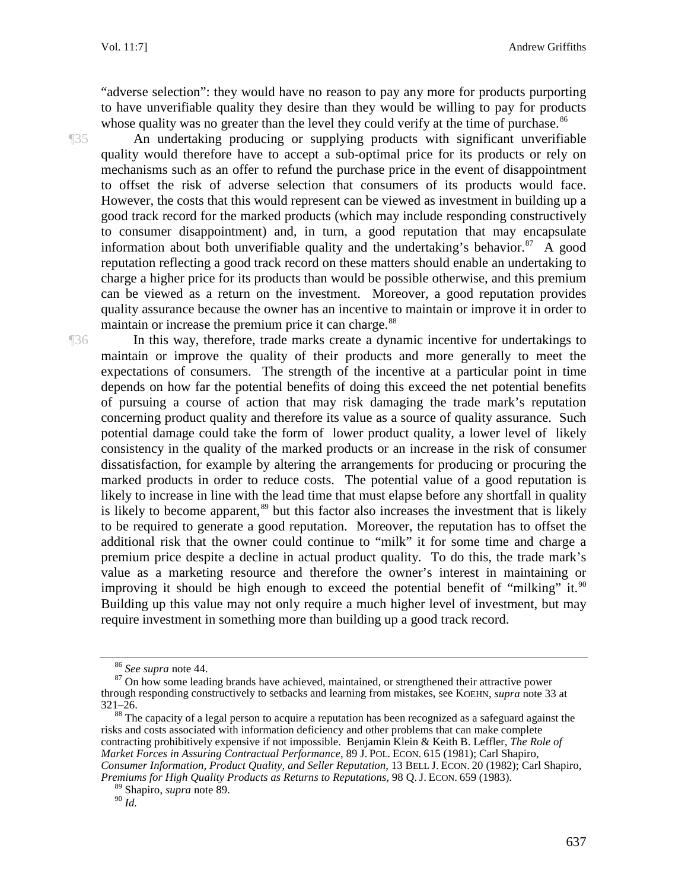"adverse selection": they would have no reason to pay any more for products purporting to have unverifiable quality they desire than they would be willing to pay for products whose quality was no greater than the level they could verify at the time of purchase.[86]

¶35 An undertaking producing or supplying products with significant unverifiable quality would therefore have to accept a sub-optimal price for its products or rely on mechanisms such as an offer to refund the purchase price in the event of disappointment to offset the risk of adverse selection that consumers of its products would face. However, the costs that this would represent can be viewed as investment in building up a good track record for the marked products (which may include responding constructively to consumer disappointment) and, in turn, a good reputation that may encapsulate information about both unverifiable quality and the undertaking's behavior.[87] A good reputation reflecting a good track record on these matters should enable an undertaking to charge a higher price for its products than would be possible otherwise, and this premium can be viewed as a return on the investment. Moreover, a good reputation provides quality assurance because the owner has an incentive to maintain or improve it in order to maintain or increase the premium price it can charge.[88]

¶36 In this way, therefore, trade marks create a dynamic incentive for undertakings to maintain or improve the quality of their products and more generally to meet the expectations of consumers. The strength of the incentive at a particular point in time depends on how far the potential benefits of doing this exceed the net potential benefits of pursuing a course of action that may risk damaging the trade mark's reputation concerning product quality and therefore its value as a source of quality assurance. Such potential damage could take the form of lower product quality, a lower level of likely consistency in the quality of the marked products or an increase in the risk of consumer dissatisfaction, for example by altering the arrangements for producing or procuring the marked products in order to reduce costs. The potential value of a good reputation is likely to increase in line with the lead time that must elapse before any shortfall in quality is likely to become apparent,[89] but this factor also increases the investment that is likely to be required to generate a good reputation. Moreover, the reputation has to offset the additional risk that the owner could continue to "milk" it for some time and charge a premium price despite a decline in actual product quality. To do this, the trade mark's value as a marketing resource and therefore the owner's interest in maintaining or improving it should be high enough to exceed the potential benefit of "milking" it.[90] Building up this value may not only require a much higher level of investment, but may require investment in something more than building up a good track record.

---

[86] *See supra* note 44.

[87] On how some leading brands have achieved, maintained, or strengthened their attractive power through responding constructively to setbacks and learning from mistakes, see KOEHN, *supra* note 33 at 321–26.

[88] The capacity of a legal person to acquire a reputation has been recognized as a safeguard against the risks and costs associated with information deficiency and other problems that can make complete contracting prohibitively expensive if not impossible. Benjamin Klein & Keith B. Leffler, *The Role of Market Forces in Assuring Contractual Performance*, 89 J. POL. ECON. 615 (1981); Carl Shapiro, *Consumer Information, Product Quality, and Seller Reputation*, 13 BELL J. ECON. 20 (1982); Carl Shapiro, *Premiums for High Quality Products as Returns to Reputations*, 98 Q. J. ECON. 659 (1983).

[89] Shapiro, *supra* note 89.

[90] *Id.*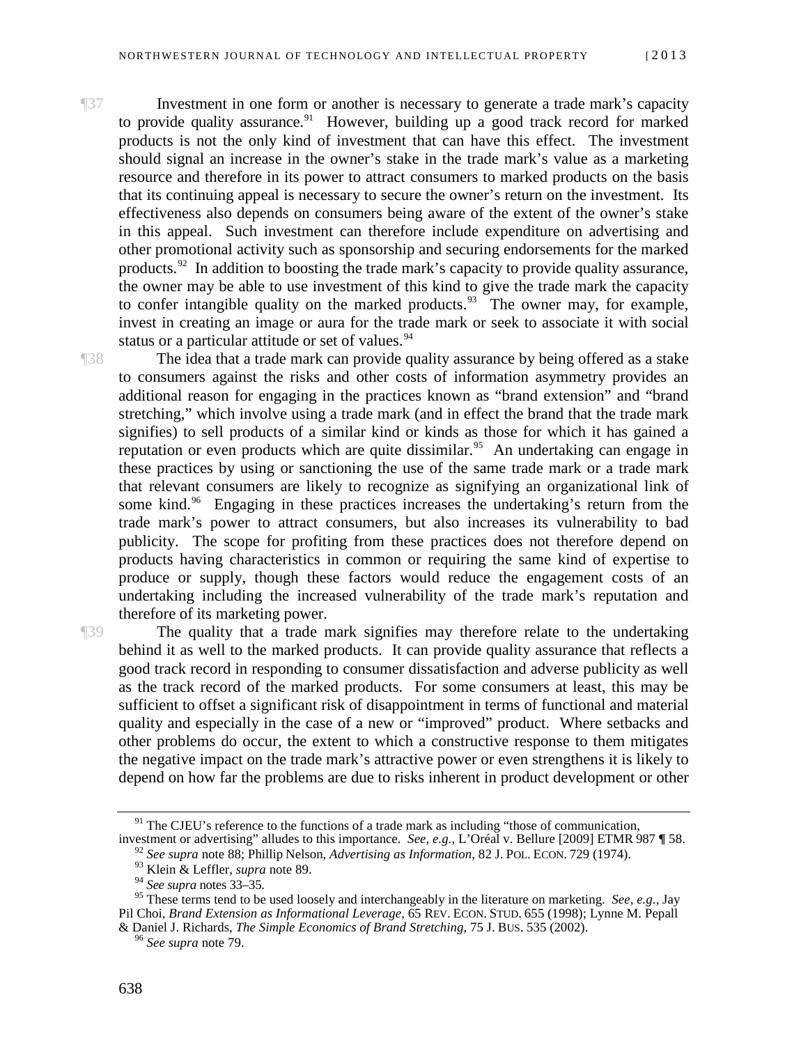¶37 Investment in one form or another is necessary to generate a trade mark's capacity to provide quality assurance.[91] However, building up a good track record for marked products is not the only kind of investment that can have this effect. The investment should signal an increase in the owner's stake in the trade mark's value as a marketing resource and therefore in its power to attract consumers to marked products on the basis that its continuing appeal is necessary to secure the owner's return on the investment. Its effectiveness also depends on consumers being aware of the extent of the owner's stake in this appeal. Such investment can therefore include expenditure on advertising and other promotional activity such as sponsorship and securing endorsements for the marked products.[92] In addition to boosting the trade mark's capacity to provide quality assurance, the owner may be able to use investment of this kind to give the trade mark the capacity to confer intangible quality on the marked products.[93] The owner may, for example, invest in creating an image or aura for the trade mark or seek to associate it with social status or a particular attitude or set of values.[94]

¶38 The idea that a trade mark can provide quality assurance by being offered as a stake to consumers against the risks and other costs of information asymmetry provides an additional reason for engaging in the practices known as "brand extension" and "brand stretching," which involve using a trade mark (and in effect the brand that the trade mark signifies) to sell products of a similar kind or kinds as those for which it has gained a reputation or even products which are quite dissimilar.[95] An undertaking can engage in these practices by using or sanctioning the use of the same trade mark or a trade mark that relevant consumers are likely to recognize as signifying an organizational link of some kind.[96] Engaging in these practices increases the undertaking's return from the trade mark's power to attract consumers, but also increases its vulnerability to bad publicity. The scope for profiting from these practices does not therefore depend on products having characteristics in common or requiring the same kind of expertise to produce or supply, though these factors would reduce the engagement costs of an undertaking including the increased vulnerability of the trade mark's reputation and therefore of its marketing power.

¶39 The quality that a trade mark signifies may therefore relate to the undertaking behind it as well to the marked products. It can provide quality assurance that reflects a good track record in responding to consumer dissatisfaction and adverse publicity as well as the track record of the marked products. For some consumers at least, this may be sufficient to offset a significant risk of disappointment in terms of functional and material quality and especially in the case of a new or "improved" product. Where setbacks and other problems do occur, the extent to which a constructive response to them mitigates the negative impact on the trade mark's attractive power or even strengthens it is likely to depend on how far the problems are due to risks inherent in product development or other

---

[91] The CJEU's reference to the functions of a trade mark as including "those of communication, investment or advertising" alludes to this importance. *See, e.g.*, L'Oréal v. Bellure [2009] ETMR 987 ¶ 58.

[92] *See supra* note 88; Phillip Nelson, *Advertising as Information*, 82 J. POL. ECON. 729 (1974).

[93] Klein & Leffler, *supra* note 89.

[94] *See supra* notes 33–35.

[95] These terms tend to be used loosely and interchangeably in the literature on marketing. *See, e.g.*, Jay Pil Choi, *Brand Extension as Informational Leverage*, 65 REV. ECON. STUD. 655 (1998); Lynne M. Pepall & Daniel J. Richards, *The Simple Economics of Brand Stretching*, 75 J. BUS. 535 (2002).

[96] *See supra* note 79.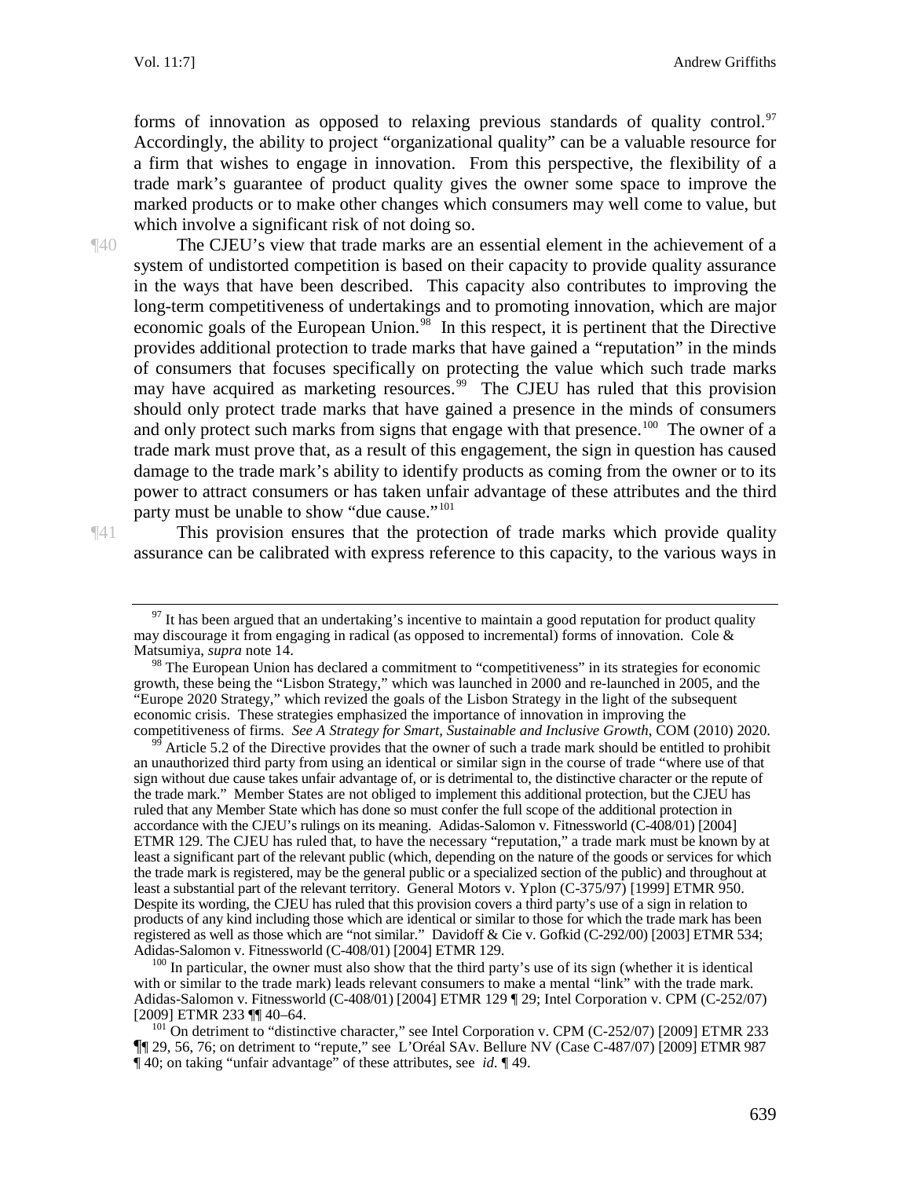forms of innovation as opposed to relaxing previous standards of quality control.[97] Accordingly, the ability to project "organizational quality" can be a valuable resource for a firm that wishes to engage in innovation. From this perspective, the flexibility of a trade mark's guarantee of product quality gives the owner some space to improve the marked products or to make other changes which consumers may well come to value, but which involve a significant risk of not doing so.

¶40 The CJEU's view that trade marks are an essential element in the achievement of a system of undistorted competition is based on their capacity to provide quality assurance in the ways that have been described. This capacity also contributes to improving the long-term competitiveness of undertakings and to promoting innovation, which are major economic goals of the European Union.[98] In this respect, it is pertinent that the Directive provides additional protection to trade marks that have gained a "reputation" in the minds of consumers that focuses specifically on protecting the value which such trade marks may have acquired as marketing resources.[99] The CJEU has ruled that this provision should only protect trade marks that have gained a presence in the minds of consumers and only protect such marks from signs that engage with that presence.[100] The owner of a trade mark must prove that, as a result of this engagement, the sign in question has caused damage to the trade mark's ability to identify products as coming from the owner or to its power to attract consumers or has taken unfair advantage of these attributes and the third party must be unable to show "due cause."[101]

¶41 This provision ensures that the protection of trade marks which provide quality assurance can be calibrated with express reference to this capacity, to the various ways in

---

[97] It has been argued that an undertaking's incentive to maintain a good reputation for product quality may discourage it from engaging in radical (as opposed to incremental) forms of innovation. Cole & Matsumiya, *supra* note 14.

[98] The European Union has declared a commitment to "competitiveness" in its strategies for economic growth, these being the "Lisbon Strategy," which was launched in 2000 and re-launched in 2005, and the "Europe 2020 Strategy," which revized the goals of the Lisbon Strategy in the light of the subsequent economic crisis. These strategies emphasized the importance of innovation in improving the competitiveness of firms. *See A Strategy for Smart, Sustainable and Inclusive Growth*, COM (2010) 2020.

[99] Article 5.2 of the Directive provides that the owner of such a trade mark should be entitled to prohibit an unauthorized third party from using an identical or similar sign in the course of trade "where use of that sign without due cause takes unfair advantage of, or is detrimental to, the distinctive character or the repute of the trade mark." Member States are not obliged to implement this additional protection, but the CJEU has ruled that any Member State which has done so must confer the full scope of the additional protection in accordance with the CJEU's rulings on its meaning. Adidas-Salomon v. Fitnessworld (C-408/01) [2004] ETMR 129. The CJEU has ruled that, to have the necessary "reputation," a trade mark must be known by at least a significant part of the relevant public (which, depending on the nature of the goods or services for which the trade mark is registered, may be the general public or a specialized section of the public) and throughout at least a substantial part of the relevant territory. General Motors v. Yplon (C-375/97) [1999] ETMR 950. Despite its wording, the CJEU has ruled that this provision covers a third party's use of a sign in relation to products of any kind including those which are identical or similar to those for which the trade mark has been registered as well as those which are "not similar." Davidoff & Cie v. Gofkid (C-292/00) [2003] ETMR 534; Adidas-Salomon v. Fitnessworld (C-408/01) [2004] ETMR 129.

[100] In particular, the owner must also show that the third party's use of its sign (whether it is identical with or similar to the trade mark) leads relevant consumers to make a mental "link" with the trade mark. Adidas-Salomon v. Fitnessworld (C-408/01) [2004] ETMR 129 ¶ 29; Intel Corporation v. CPM (C-252/07) [2009] ETMR 233 ¶¶ 40–64.

[101] On detriment to "distinctive character," see Intel Corporation v. CPM (C-252/07) [2009] ETMR 233 ¶¶ 29, 56, 76; on detriment to "repute," see L'Oréal SAv. Bellure NV (Case C-487/07) [2009] ETMR 987 ¶ 40; on taking "unfair advantage" of these attributes, see *id*. ¶ 49.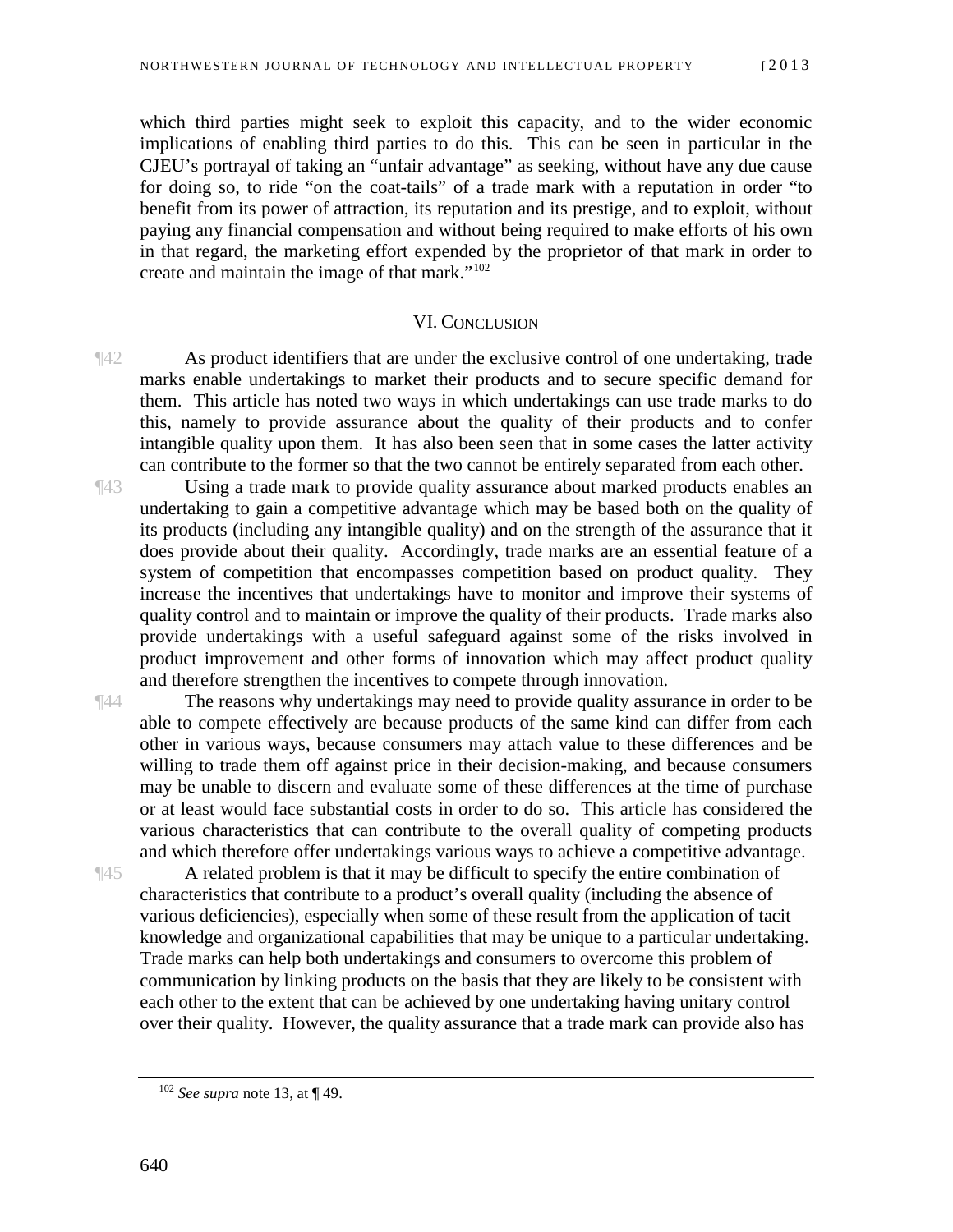which third parties might seek to exploit this capacity, and to the wider economic implications of enabling third parties to do this. This can be seen in particular in the CJEU's portrayal of taking an "unfair advantage" as seeking, without have any due cause for doing so, to ride "on the coat-tails" of a trade mark with a reputation in order "to benefit from its power of attraction, its reputation and its prestige, and to exploit, without paying any financial compensation and without being required to make efforts of his own in that regard, the marketing effort expended by the proprietor of that mark in order to create and maintain the image of that mark."[102]

## VI. Conclusion

¶42 As product identifiers that are under the exclusive control of one undertaking, trade marks enable undertakings to market their products and to secure specific demand for them. This article has noted two ways in which undertakings can use trade marks to do this, namely to provide assurance about the quality of their products and to confer intangible quality upon them. It has also been seen that in some cases the latter activity can contribute to the former so that the two cannot be entirely separated from each other.

¶43 Using a trade mark to provide quality assurance about marked products enables an undertaking to gain a competitive advantage which may be based both on the quality of its products (including any intangible quality) and on the strength of the assurance that it does provide about their quality. Accordingly, trade marks are an essential feature of a system of competition that encompasses competition based on product quality. They increase the incentives that undertakings have to monitor and improve their systems of quality control and to maintain or improve the quality of their products. Trade marks also provide undertakings with a useful safeguard against some of the risks involved in product improvement and other forms of innovation which may affect product quality and therefore strengthen the incentives to compete through innovation.

¶44 The reasons why undertakings may need to provide quality assurance in order to be able to compete effectively are because products of the same kind can differ from each other in various ways, because consumers may attach value to these differences and be willing to trade them off against price in their decision-making, and because consumers may be unable to discern and evaluate some of these differences at the time of purchase or at least would face substantial costs in order to do so. This article has considered the various characteristics that can contribute to the overall quality of competing products and which therefore offer undertakings various ways to achieve a competitive advantage.

¶45 A related problem is that it may be difficult to specify the entire combination of characteristics that contribute to a product's overall quality (including the absence of various deficiencies), especially when some of these result from the application of tacit knowledge and organizational capabilities that may be unique to a particular undertaking. Trade marks can help both undertakings and consumers to overcome this problem of communication by linking products on the basis that they are likely to be consistent with each other to the extent that can be achieved by one undertaking having unitary control over their quality. However, the quality assurance that a trade mark can provide also has

---

[102] *See supra* note 13, at ¶ 49.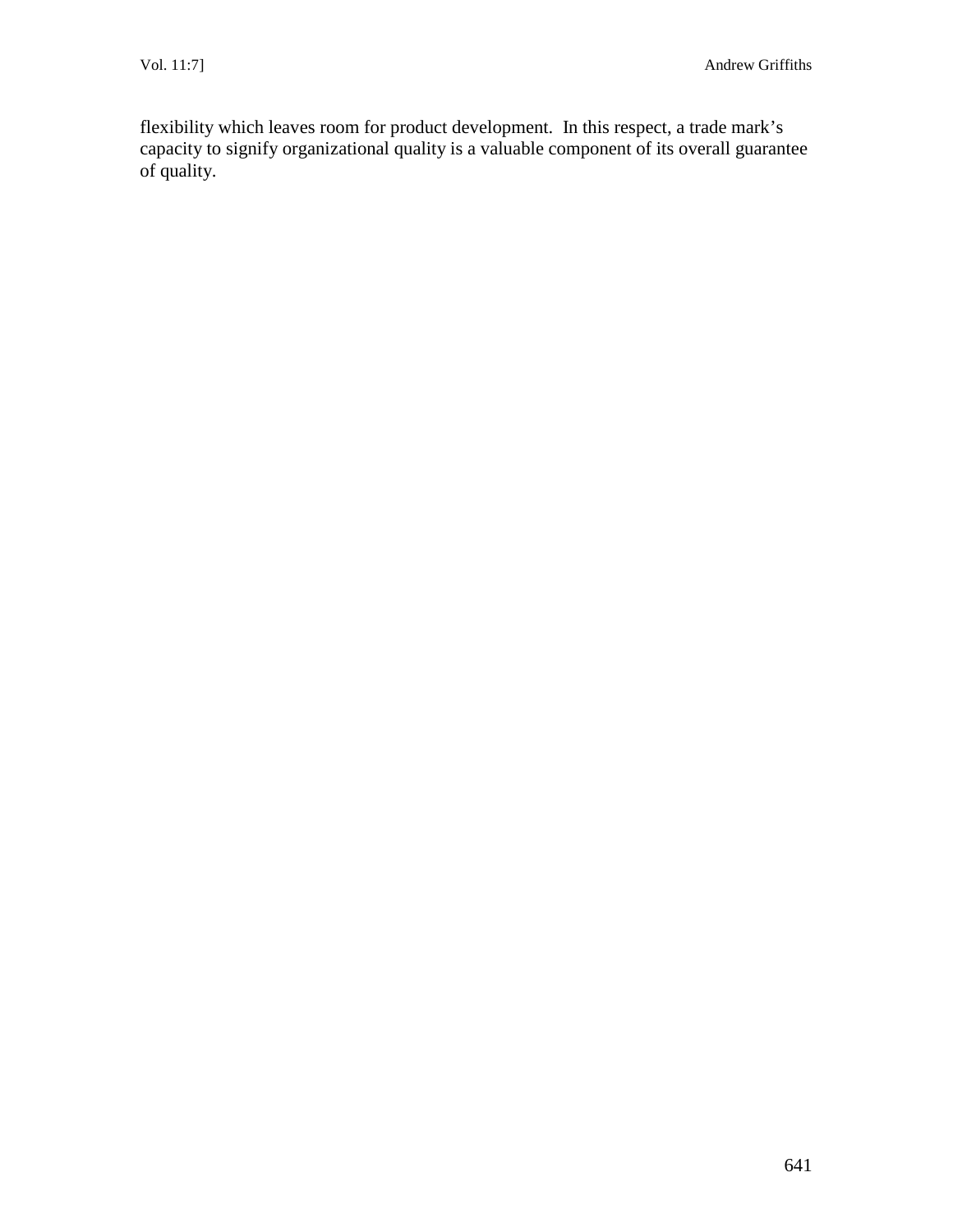flexibility which leaves room for product development. In this respect, a trade mark's capacity to signify organizational quality is a valuable component of its overall guarantee of quality.